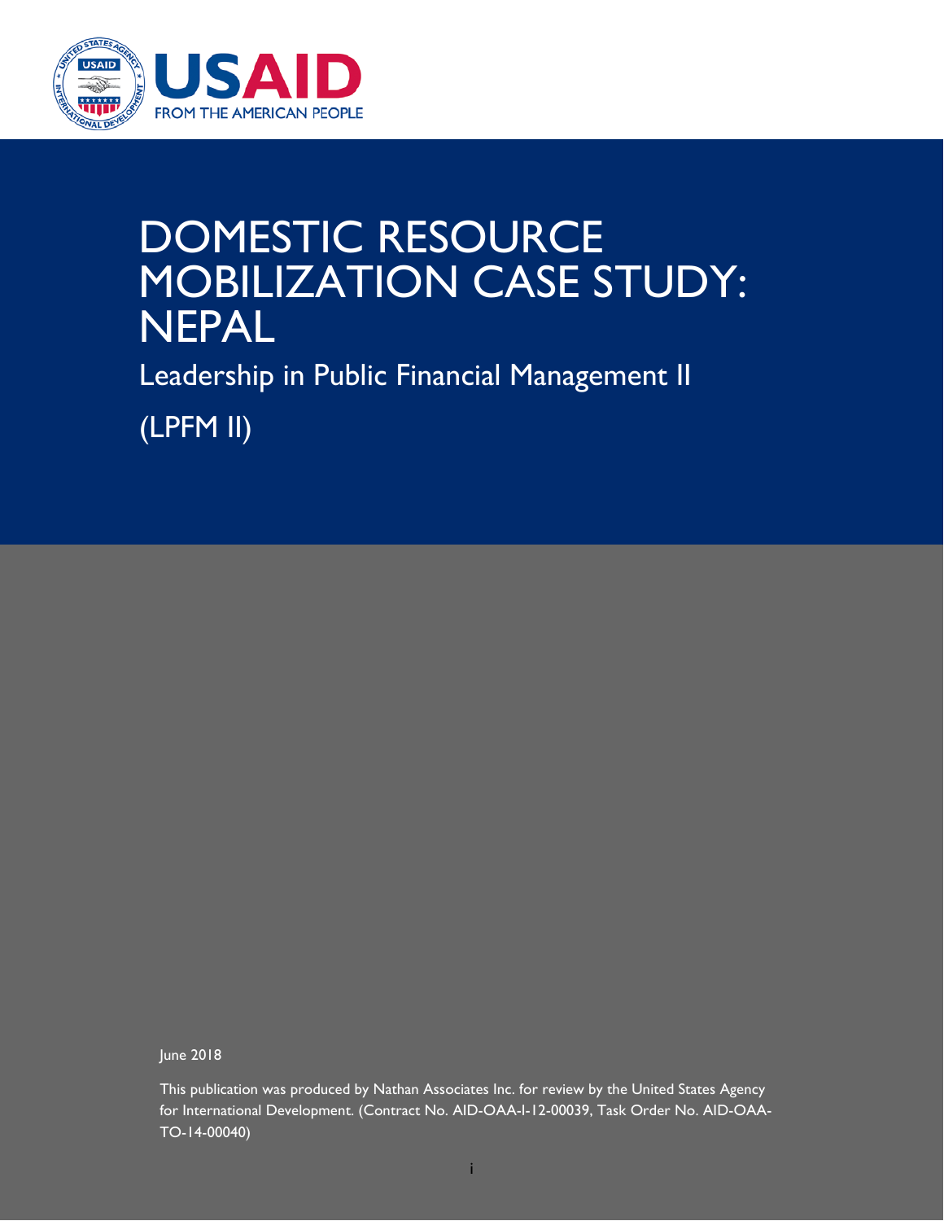# DOMESTIC RESOURCE MOBILIZATION CASE STUDY: NEPAL

## Leadership in Public Financial Management II

## (LPFM II)

June 2018

This publication was produced by Nathan Associates Inc. for review by the United States Agency for International Development. (Contract No. AID-OAA-I-12-00039, Task Order No. AID-OAA-TO-14-00040)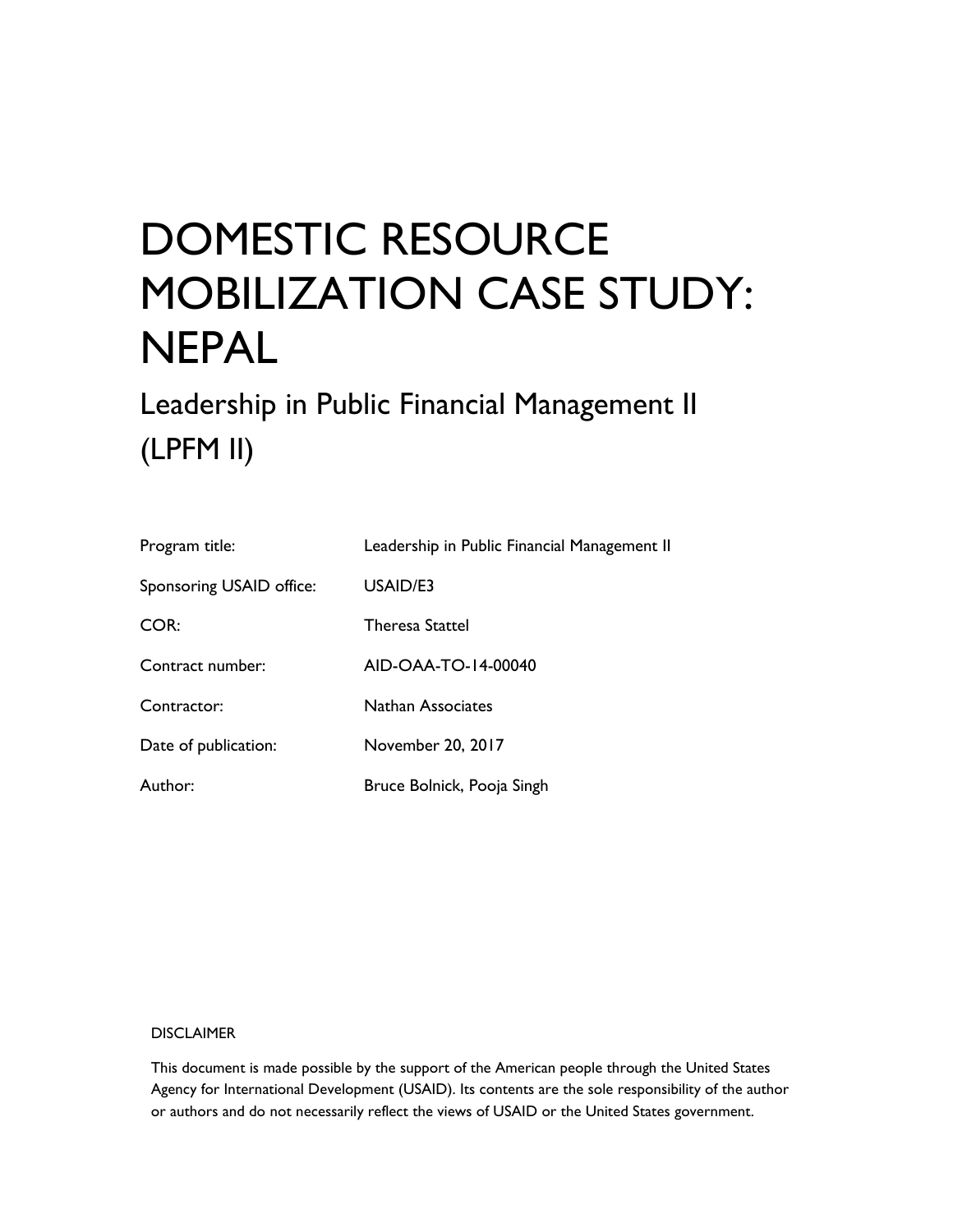# DOMESTIC RESOURCE MOBILIZATION CASE STUDY: NEPAL

## Leadership in Public Financial Management II (LPFM II)

| | |
|---|---|
| Program title: | Leadership in Public Financial Management II |
| Sponsoring USAID office: | USAID/E3 |
| COR: | Theresa Stattel |
| Contract number: | AID-OAA-TO-14-00040 |
| Contractor: | Nathan Associates |
| Date of publication: | November 20, 2017 |
| Author: | Bruce Bolnick, Pooja Singh |

DISCLAIMER

This document is made possible by the support of the American people through the United States Agency for International Development (USAID). Its contents are the sole responsibility of the author or authors and do not necessarily reflect the views of USAID or the United States government.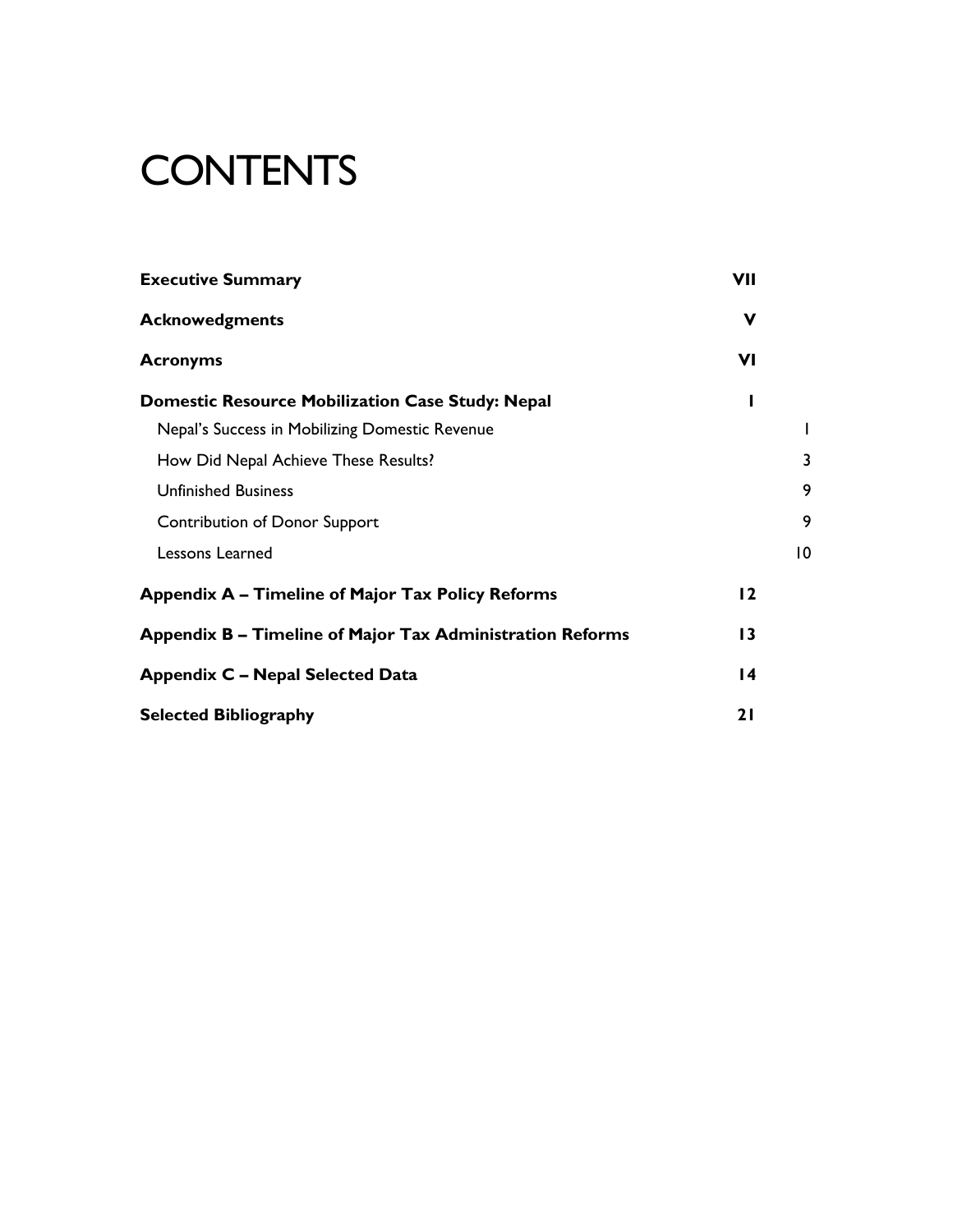# CONTENTS

**Executive Summary** VII

**Acknowedgments** V

**Acronyms** VI

**Domestic Resource Mobilization Case Study: Nepal** I

- Nepal's Success in Mobilizing Domestic Revenue I
- How Did Nepal Achieve These Results? 3
- Unfinished Business 9
- Contribution of Donor Support 9
- Lessons Learned 10

**Appendix A – Timeline of Major Tax Policy Reforms** 12

**Appendix B – Timeline of Major Tax Administration Reforms** 13

**Appendix C – Nepal Selected Data** 14

**Selected Bibliography** 21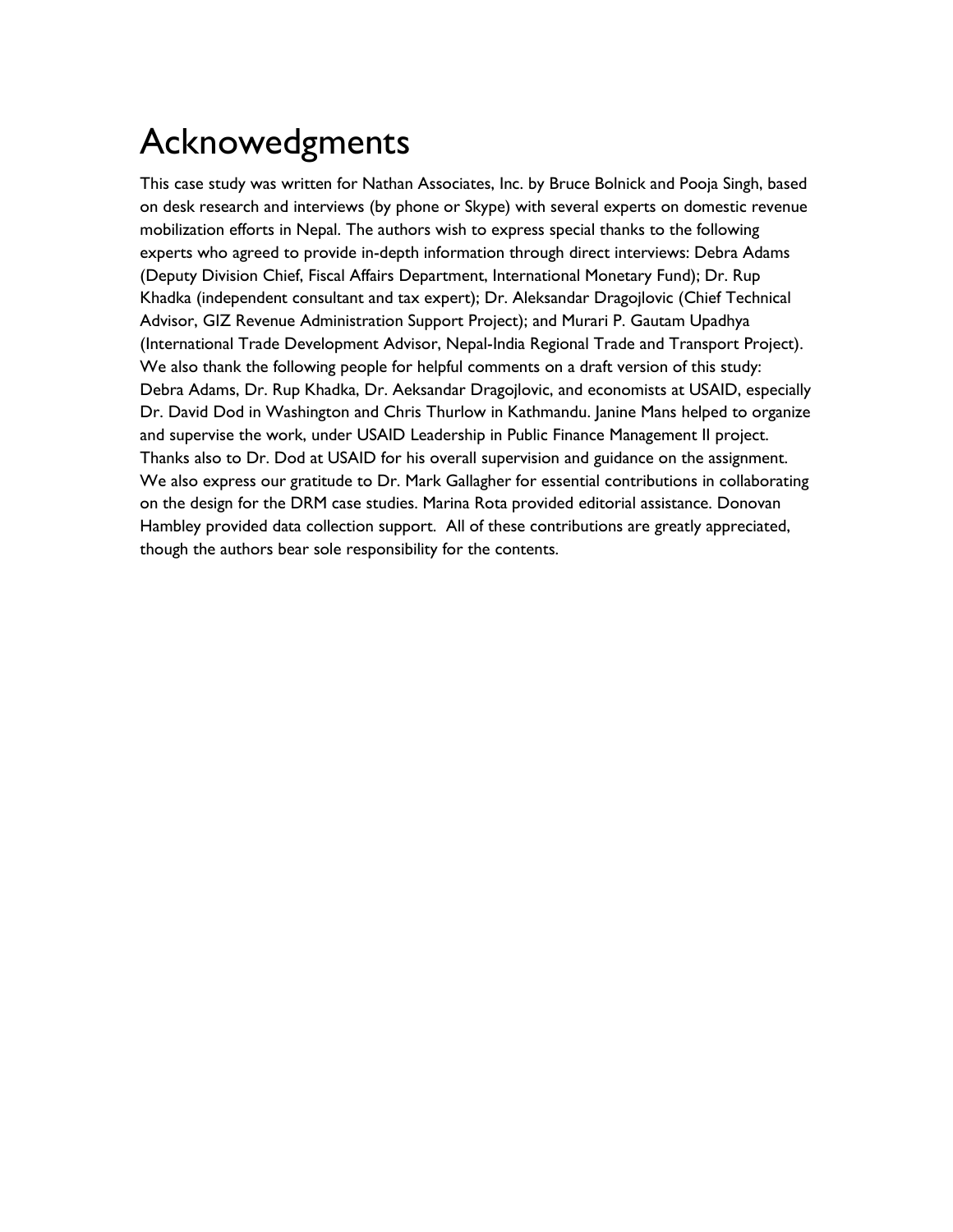# Acknowedgments

This case study was written for Nathan Associates, Inc. by Bruce Bolnick and Pooja Singh, based on desk research and interviews (by phone or Skype) with several experts on domestic revenue mobilization efforts in Nepal. The authors wish to express special thanks to the following experts who agreed to provide in-depth information through direct interviews: Debra Adams (Deputy Division Chief, Fiscal Affairs Department, International Monetary Fund); Dr. Rup Khadka (independent consultant and tax expert); Dr. Aleksandar Dragojlovic (Chief Technical Advisor, GIZ Revenue Administration Support Project); and Murari P. Gautam Upadhya (International Trade Development Advisor, Nepal-India Regional Trade and Transport Project). We also thank the following people for helpful comments on a draft version of this study: Debra Adams, Dr. Rup Khadka, Dr. Aeksandar Dragojlovic, and economists at USAID, especially Dr. David Dod in Washington and Chris Thurlow in Kathmandu. Janine Mans helped to organize and supervise the work, under USAID Leadership in Public Finance Management II project. Thanks also to Dr. Dod at USAID for his overall supervision and guidance on the assignment. We also express our gratitude to Dr. Mark Gallagher for essential contributions in collaborating on the design for the DRM case studies. Marina Rota provided editorial assistance. Donovan Hambley provided data collection support. All of these contributions are greatly appreciated, though the authors bear sole responsibility for the contents.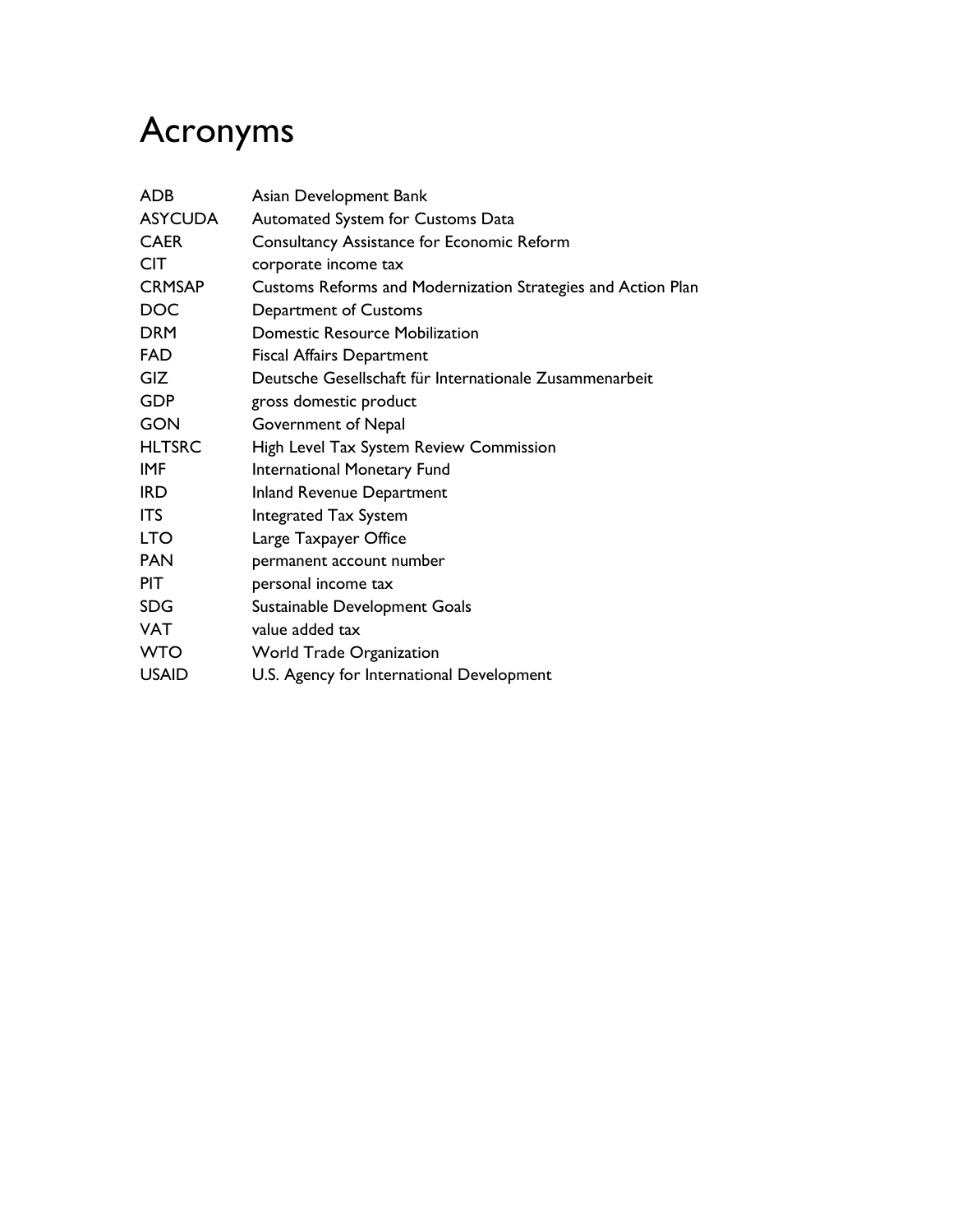# Acronyms

| | |
|---|---|
| ADB | Asian Development Bank |
| ASYCUDA | Automated System for Customs Data |
| CAER | Consultancy Assistance for Economic Reform |
| CIT | corporate income tax |
| CRMSAP | Customs Reforms and Modernization Strategies and Action Plan |
| DOC | Department of Customs |
| DRM | Domestic Resource Mobilization |
| FAD | Fiscal Affairs Department |
| GIZ | Deutsche Gesellschaft für Internationale Zusammenarbeit |
| GDP | gross domestic product |
| GON | Government of Nepal |
| HLTSRC | High Level Tax System Review Commission |
| IMF | International Monetary Fund |
| IRD | Inland Revenue Department |
| ITS | Integrated Tax System |
| LTO | Large Taxpayer Office |
| PAN | permanent account number |
| PIT | personal income tax |
| SDG | Sustainable Development Goals |
| VAT | value added tax |
| WTO | World Trade Organization |
| USAID | U.S. Agency for International Development |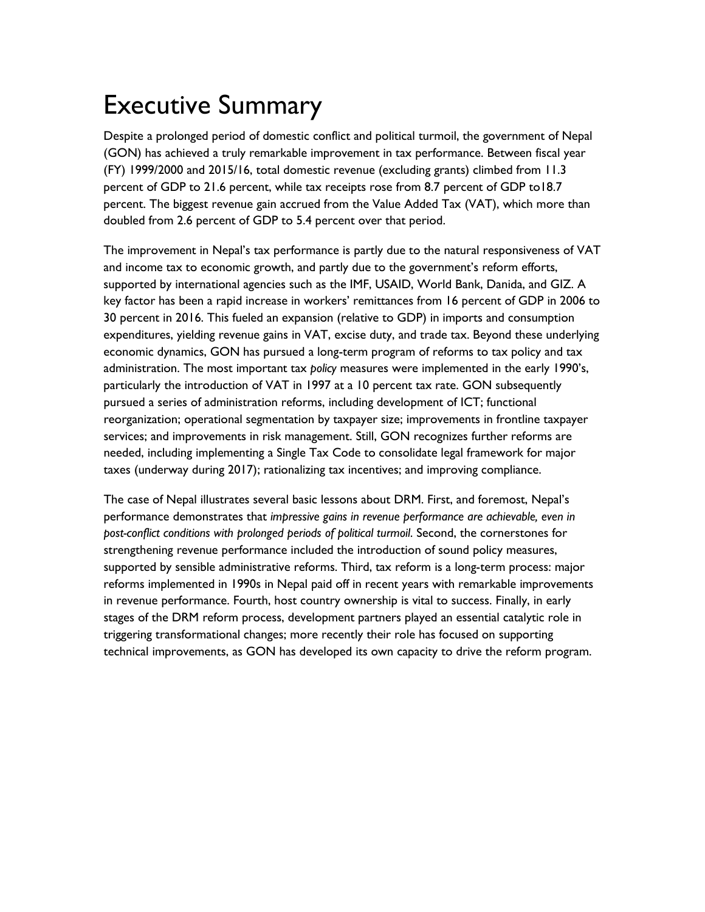# Executive Summary

Despite a prolonged period of domestic conflict and political turmoil, the government of Nepal (GON) has achieved a truly remarkable improvement in tax performance. Between fiscal year (FY) 1999/2000 and 2015/16, total domestic revenue (excluding grants) climbed from 11.3 percent of GDP to 21.6 percent, while tax receipts rose from 8.7 percent of GDP to18.7 percent. The biggest revenue gain accrued from the Value Added Tax (VAT), which more than doubled from 2.6 percent of GDP to 5.4 percent over that period.

The improvement in Nepal's tax performance is partly due to the natural responsiveness of VAT and income tax to economic growth, and partly due to the government's reform efforts, supported by international agencies such as the IMF, USAID, World Bank, Danida, and GIZ. A key factor has been a rapid increase in workers' remittances from 16 percent of GDP in 2006 to 30 percent in 2016. This fueled an expansion (relative to GDP) in imports and consumption expenditures, yielding revenue gains in VAT, excise duty, and trade tax. Beyond these underlying economic dynamics, GON has pursued a long-term program of reforms to tax policy and tax administration. The most important tax *policy* measures were implemented in the early 1990's, particularly the introduction of VAT in 1997 at a 10 percent tax rate. GON subsequently pursued a series of administration reforms, including development of ICT; functional reorganization; operational segmentation by taxpayer size; improvements in frontline taxpayer services; and improvements in risk management. Still, GON recognizes further reforms are needed, including implementing a Single Tax Code to consolidate legal framework for major taxes (underway during 2017); rationalizing tax incentives; and improving compliance.

The case of Nepal illustrates several basic lessons about DRM. First, and foremost, Nepal's performance demonstrates that *impressive gains in revenue performance are achievable, even in post-conflict conditions with prolonged periods of political turmoil*. Second, the cornerstones for strengthening revenue performance included the introduction of sound policy measures, supported by sensible administrative reforms. Third, tax reform is a long-term process: major reforms implemented in 1990s in Nepal paid off in recent years with remarkable improvements in revenue performance. Fourth, host country ownership is vital to success. Finally, in early stages of the DRM reform process, development partners played an essential catalytic role in triggering transformational changes; more recently their role has focused on supporting technical improvements, as GON has developed its own capacity to drive the reform program.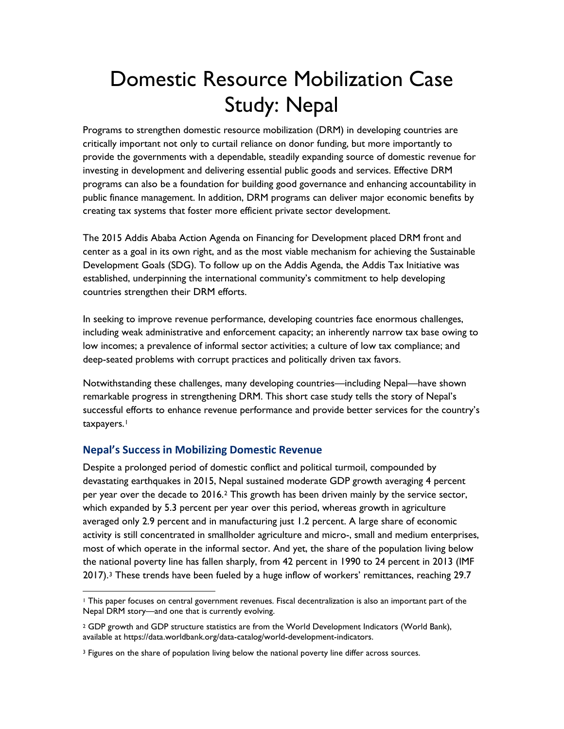# Domestic Resource Mobilization Case Study: Nepal

Programs to strengthen domestic resource mobilization (DRM) in developing countries are critically important not only to curtail reliance on donor funding, but more importantly to provide the governments with a dependable, steadily expanding source of domestic revenue for investing in development and delivering essential public goods and services. Effective DRM programs can also be a foundation for building good governance and enhancing accountability in public finance management. In addition, DRM programs can deliver major economic benefits by creating tax systems that foster more efficient private sector development.

The 2015 Addis Ababa Action Agenda on Financing for Development placed DRM front and center as a goal in its own right, and as the most viable mechanism for achieving the Sustainable Development Goals (SDG). To follow up on the Addis Agenda, the Addis Tax Initiative was established, underpinning the international community's commitment to help developing countries strengthen their DRM efforts.

In seeking to improve revenue performance, developing countries face enormous challenges, including weak administrative and enforcement capacity; an inherently narrow tax base owing to low incomes; a prevalence of informal sector activities; a culture of low tax compliance; and deep-seated problems with corrupt practices and politically driven tax favors.

Notwithstanding these challenges, many developing countries—including Nepal—have shown remarkable progress in strengthening DRM. This short case study tells the story of Nepal's successful efforts to enhance revenue performance and provide better services for the country's taxpayers.[1]

## Nepal's Success in Mobilizing Domestic Revenue

Despite a prolonged period of domestic conflict and political turmoil, compounded by devastating earthquakes in 2015, Nepal sustained moderate GDP growth averaging 4 percent per year over the decade to 2016.[2] This growth has been driven mainly by the service sector, which expanded by 5.3 percent per year over this period, whereas growth in agriculture averaged only 2.9 percent and in manufacturing just 1.2 percent. A large share of economic activity is still concentrated in smallholder agriculture and micro-, small and medium enterprises, most of which operate in the informal sector. And yet, the share of the population living below the national poverty line has fallen sharply, from 42 percent in 1990 to 24 percent in 2013 (IMF 2017).[3] These trends have been fueled by a huge inflow of workers' remittances, reaching 29.7

---

[1] This paper focuses on central government revenues. Fiscal decentralization is also an important part of the Nepal DRM story—and one that is currently evolving.

[2] GDP growth and GDP structure statistics are from the World Development Indicators (World Bank), available at https://data.worldbank.org/data-catalog/world-development-indicators.

[3] Figures on the share of population living below the national poverty line differ across sources.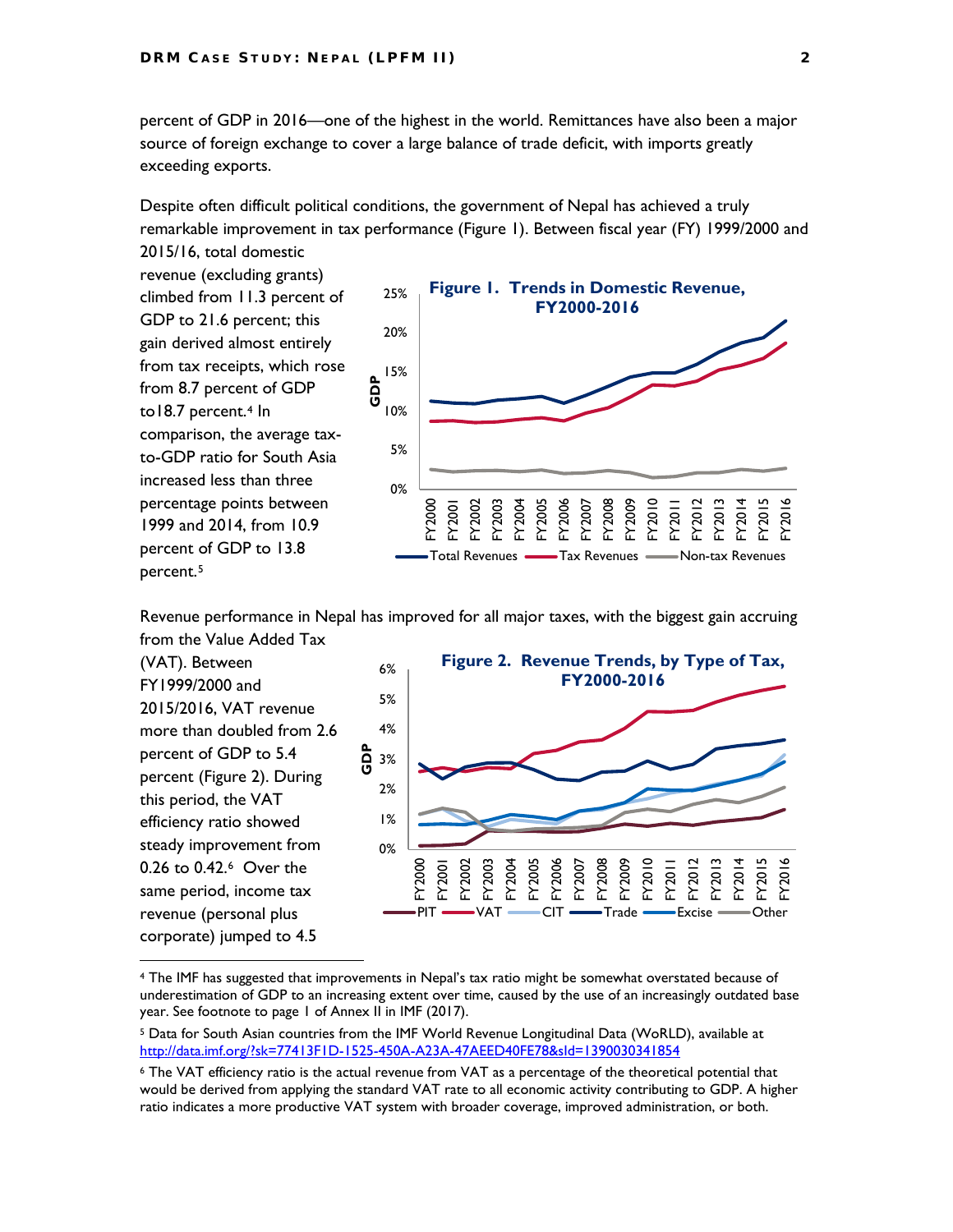percent of GDP in 2016—one of the highest in the world. Remittances have also been a major source of foreign exchange to cover a large balance of trade deficit, with imports greatly exceeding exports.

Despite often difficult political conditions, the government of Nepal has achieved a truly remarkable improvement in tax performance (Figure 1). Between fiscal year (FY) 1999/2000 and 2015/16, total domestic revenue (excluding grants) climbed from 11.3 percent of GDP to 21.6 percent; this gain derived almost entirely from tax receipts, which rose from 8.7 percent of GDP to18.7 percent.[4] In comparison, the average tax-to-GDP ratio for South Asia increased less than three percentage points between 1999 and 2014, from 10.9 percent of GDP to 13.8 percent.[5]

**Figure 1. Trends in Domestic Revenue, FY2000-2016**

Revenue performance in Nepal has improved for all major taxes, with the biggest gain accruing from the Value Added Tax (VAT). Between FY1999/2000 and 2015/2016, VAT revenue more than doubled from 2.6 percent of GDP to 5.4 percent (Figure 2). During this period, the VAT efficiency ratio showed steady improvement from 0.26 to 0.42.[6] Over the same period, income tax revenue (personal plus corporate) jumped to 4.5

**Figure 2. Revenue Trends, by Type of Tax, FY2000-2016**

---

[4] The IMF has suggested that improvements in Nepal's tax ratio might be somewhat overstated because of underestimation of GDP to an increasing extent over time, caused by the use of an increasingly outdated base year. See footnote to page 1 of Annex II in IMF (2017).

[5] Data for South Asian countries from the IMF World Revenue Longitudinal Data (WoRLD), available at http://data.imf.org/?sk=77413F1D-1525-450A-A23A-47AEED40FE78&sId=1390030341854

[6] The VAT efficiency ratio is the actual revenue from VAT as a percentage of the theoretical potential that would be derived from applying the standard VAT rate to all economic activity contributing to GDP. A higher ratio indicates a more productive VAT system with broader coverage, improved administration, or both.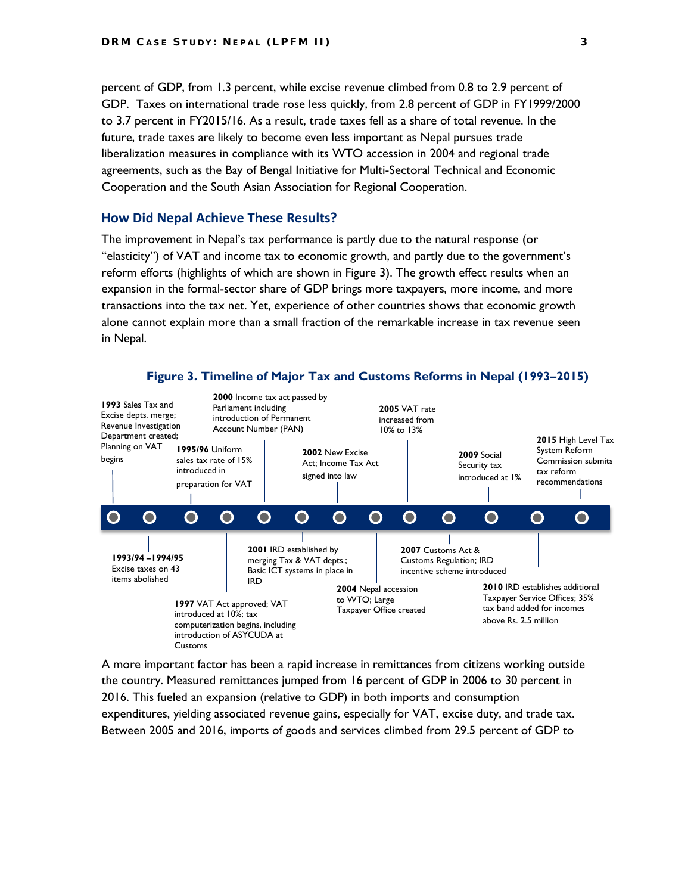percent of GDP, from 1.3 percent, while excise revenue climbed from 0.8 to 2.9 percent of GDP. Taxes on international trade rose less quickly, from 2.8 percent of GDP in FY1999/2000 to 3.7 percent in FY2015/16. As a result, trade taxes fell as a share of total revenue. In the future, trade taxes are likely to become even less important as Nepal pursues trade liberalization measures in compliance with its WTO accession in 2004 and regional trade agreements, such as the Bay of Bengal Initiative for Multi-Sectoral Technical and Economic Cooperation and the South Asian Association for Regional Cooperation.

## How Did Nepal Achieve These Results?

The improvement in Nepal's tax performance is partly due to the natural response (or "elasticity") of VAT and income tax to economic growth, and partly due to the government's reform efforts (highlights of which are shown in Figure 3). The growth effect results when an expansion in the formal-sector share of GDP brings more taxpayers, more income, and more transactions into the tax net. Yet, experience of other countries shows that economic growth alone cannot explain more than a small fraction of the remarkable increase in tax revenue seen in Nepal.

**Figure 3. Timeline of Major Tax and Customs Reforms in Nepal (1993–2015)**

- **1993** Sales Tax and Excise depts. merge; Revenue Investigation Department created; Planning on VAT begins
- **1993/94 –1994/95** Excise taxes on 43 items abolished
- **1995/96** Uniform sales tax rate of 15% introduced in preparation for VAT
- **1997** VAT Act approved; VAT introduced at 10%; tax computerization begins, including introduction of ASYCUDA at Customs
- **2000** Income tax act passed by Parliament including introduction of Permanent Account Number (PAN)
- **2001** IRD established by merging Tax & VAT depts.; Basic ICT systems in place in IRD
- **2002** New Excise Act; Income Tax Act signed into law
- **2004** Nepal accession to WTO; Large Taxpayer Office created
- **2005** VAT rate increased from 10% to 13%
- **2007** Customs Act & Customs Regulation; IRD incentive scheme introduced
- **2009** Social Security tax introduced at 1%
- **2010** IRD establishes additional Taxpayer Service Offices; 35% tax band added for incomes above Rs. 2.5 million
- **2015** High Level Tax System Reform Commission submits tax reform recommendations

A more important factor has been a rapid increase in remittances from citizens working outside the country. Measured remittances jumped from 16 percent of GDP in 2006 to 30 percent in 2016. This fueled an expansion (relative to GDP) in both imports and consumption expenditures, yielding associated revenue gains, especially for VAT, excise duty, and trade tax. Between 2005 and 2016, imports of goods and services climbed from 29.5 percent of GDP to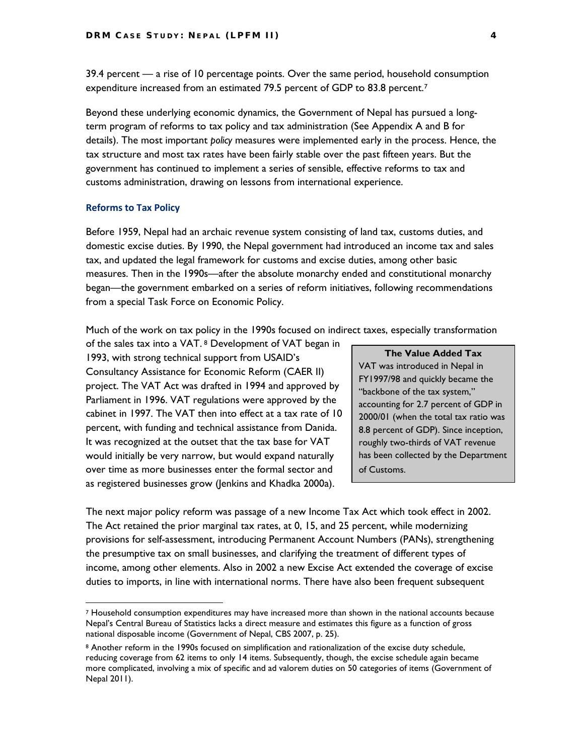39.4 percent — a rise of 10 percentage points. Over the same period, household consumption expenditure increased from an estimated 79.5 percent of GDP to 83.8 percent.[7]

Beyond these underlying economic dynamics, the Government of Nepal has pursued a long-term program of reforms to tax policy and tax administration (See Appendix A and B for details). The most important *policy* measures were implemented early in the process. Hence, the tax structure and most tax rates have been fairly stable over the past fifteen years. But the government has continued to implement a series of sensible, effective reforms to tax and customs administration, drawing on lessons from international experience.

### Reforms to Tax Policy

Before 1959, Nepal had an archaic revenue system consisting of land tax, customs duties, and domestic excise duties. By 1990, the Nepal government had introduced an income tax and sales tax, and updated the legal framework for customs and excise duties, among other basic measures. Then in the 1990s—after the absolute monarchy ended and constitutional monarchy began—the government embarked on a series of reform initiatives, following recommendations from a special Task Force on Economic Policy.

Much of the work on tax policy in the 1990s focused on indirect taxes, especially transformation of the sales tax into a VAT.[8] Development of VAT began in 1993, with strong technical support from USAID's Consultancy Assistance for Economic Reform (CAER II) project. The VAT Act was drafted in 1994 and approved by Parliament in 1996. VAT regulations were approved by the cabinet in 1997. The VAT then into effect at a tax rate of 10 percent, with funding and technical assistance from Danida. It was recognized at the outset that the tax base for VAT would initially be very narrow, but would expand naturally over time as more businesses enter the formal sector and as registered businesses grow (Jenkins and Khadka 2000a).

> **The Value Added Tax**
>
> VAT was introduced in Nepal in FY1997/98 and quickly became the "backbone of the tax system," accounting for 2.7 percent of GDP in 2000/01 (when the total tax ratio was 8.8 percent of GDP). Since inception, roughly two-thirds of VAT revenue has been collected by the Department of Customs.

The next major policy reform was passage of a new Income Tax Act which took effect in 2002. The Act retained the prior marginal tax rates, at 0, 15, and 25 percent, while modernizing provisions for self-assessment, introducing Permanent Account Numbers (PANs), strengthening the presumptive tax on small businesses, and clarifying the treatment of different types of income, among other elements. Also in 2002 a new Excise Act extended the coverage of excise duties to imports, in line with international norms. There have also been frequent subsequent

---

[7] Household consumption expenditures may have increased more than shown in the national accounts because Nepal's Central Bureau of Statistics lacks a direct measure and estimates this figure as a function of gross national disposable income (Government of Nepal, CBS 2007, p. 25).

[8] Another reform in the 1990s focused on simplification and rationalization of the excise duty schedule, reducing coverage from 62 items to only 14 items. Subsequently, though, the excise schedule again became more complicated, involving a mix of specific and ad valorem duties on 50 categories of items (Government of Nepal 2011).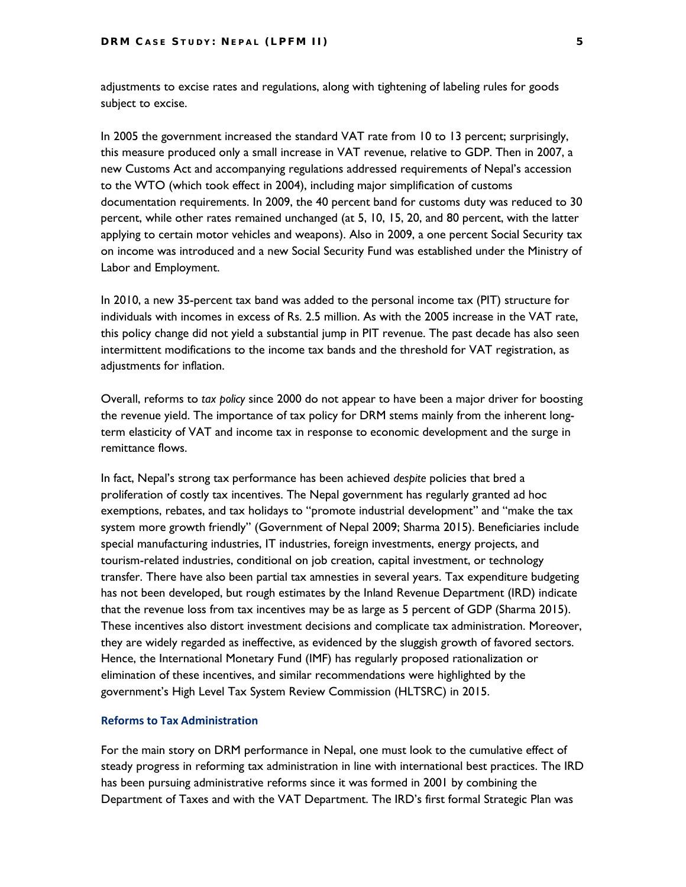adjustments to excise rates and regulations, along with tightening of labeling rules for goods subject to excise.

In 2005 the government increased the standard VAT rate from 10 to 13 percent; surprisingly, this measure produced only a small increase in VAT revenue, relative to GDP. Then in 2007, a new Customs Act and accompanying regulations addressed requirements of Nepal's accession to the WTO (which took effect in 2004), including major simplification of customs documentation requirements. In 2009, the 40 percent band for customs duty was reduced to 30 percent, while other rates remained unchanged (at 5, 10, 15, 20, and 80 percent, with the latter applying to certain motor vehicles and weapons). Also in 2009, a one percent Social Security tax on income was introduced and a new Social Security Fund was established under the Ministry of Labor and Employment.

In 2010, a new 35-percent tax band was added to the personal income tax (PIT) structure for individuals with incomes in excess of Rs. 2.5 million. As with the 2005 increase in the VAT rate, this policy change did not yield a substantial jump in PIT revenue. The past decade has also seen intermittent modifications to the income tax bands and the threshold for VAT registration, as adjustments for inflation.

Overall, reforms to *tax policy* since 2000 do not appear to have been a major driver for boosting the revenue yield. The importance of tax policy for DRM stems mainly from the inherent long-term elasticity of VAT and income tax in response to economic development and the surge in remittance flows.

In fact, Nepal's strong tax performance has been achieved *despite* policies that bred a proliferation of costly tax incentives. The Nepal government has regularly granted ad hoc exemptions, rebates, and tax holidays to "promote industrial development" and "make the tax system more growth friendly" (Government of Nepal 2009; Sharma 2015). Beneficiaries include special manufacturing industries, IT industries, foreign investments, energy projects, and tourism-related industries, conditional on job creation, capital investment, or technology transfer. There have also been partial tax amnesties in several years. Tax expenditure budgeting has not been developed, but rough estimates by the Inland Revenue Department (IRD) indicate that the revenue loss from tax incentives may be as large as 5 percent of GDP (Sharma 2015). These incentives also distort investment decisions and complicate tax administration. Moreover, they are widely regarded as ineffective, as evidenced by the sluggish growth of favored sectors. Hence, the International Monetary Fund (IMF) has regularly proposed rationalization or elimination of these incentives, and similar recommendations were highlighted by the government's High Level Tax System Review Commission (HLTSRC) in 2015.

### Reforms to Tax Administration

For the main story on DRM performance in Nepal, one must look to the cumulative effect of steady progress in reforming tax administration in line with international best practices. The IRD has been pursuing administrative reforms since it was formed in 2001 by combining the Department of Taxes and with the VAT Department. The IRD's first formal Strategic Plan was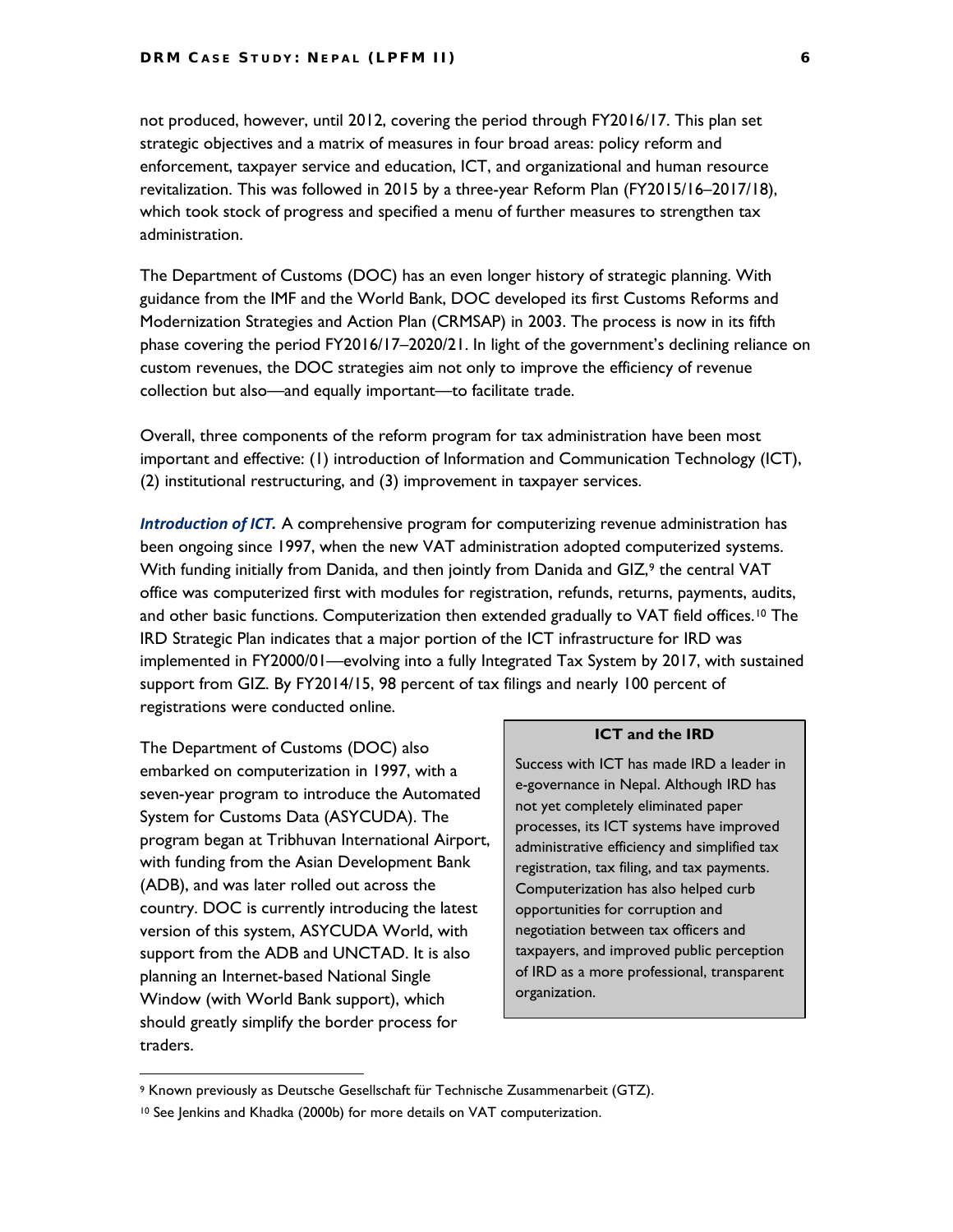not produced, however, until 2012, covering the period through FY2016/17. This plan set strategic objectives and a matrix of measures in four broad areas: policy reform and enforcement, taxpayer service and education, ICT, and organizational and human resource revitalization. This was followed in 2015 by a three-year Reform Plan (FY2015/16–2017/18), which took stock of progress and specified a menu of further measures to strengthen tax administration.

The Department of Customs (DOC) has an even longer history of strategic planning. With guidance from the IMF and the World Bank, DOC developed its first Customs Reforms and Modernization Strategies and Action Plan (CRMSAP) in 2003. The process is now in its fifth phase covering the period FY2016/17–2020/21. In light of the government's declining reliance on custom revenues, the DOC strategies aim not only to improve the efficiency of revenue collection but also—and equally important—to facilitate trade.

Overall, three components of the reform program for tax administration have been most important and effective: (1) introduction of Information and Communication Technology (ICT), (2) institutional restructuring, and (3) improvement in taxpayer services.

***Introduction of ICT.*** A comprehensive program for computerizing revenue administration has been ongoing since 1997, when the new VAT administration adopted computerized systems. With funding initially from Danida, and then jointly from Danida and GIZ,[9] the central VAT office was computerized first with modules for registration, refunds, returns, payments, audits, and other basic functions. Computerization then extended gradually to VAT field offices.[10] The IRD Strategic Plan indicates that a major portion of the ICT infrastructure for IRD was implemented in FY2000/01—evolving into a fully Integrated Tax System by 2017, with sustained support from GIZ. By FY2014/15, 98 percent of tax filings and nearly 100 percent of registrations were conducted online.

The Department of Customs (DOC) also embarked on computerization in 1997, with a seven-year program to introduce the Automated System for Customs Data (ASYCUDA). The program began at Tribhuvan International Airport, with funding from the Asian Development Bank (ADB), and was later rolled out across the country. DOC is currently introducing the latest version of this system, ASYCUDA World, with support from the ADB and UNCTAD. It is also planning an Internet-based National Single Window (with World Bank support), which should greatly simplify the border process for traders.

> **ICT and the IRD**
>
> Success with ICT has made IRD a leader in e-governance in Nepal. Although IRD has not yet completely eliminated paper processes, its ICT systems have improved administrative efficiency and simplified tax registration, tax filing, and tax payments. Computerization has also helped curb opportunities for corruption and negotiation between tax officers and taxpayers, and improved public perception of IRD as a more professional, transparent organization.

---

[9] Known previously as Deutsche Gesellschaft für Technische Zusammenarbeit (GTZ).

[10] See Jenkins and Khadka (2000b) for more details on VAT computerization.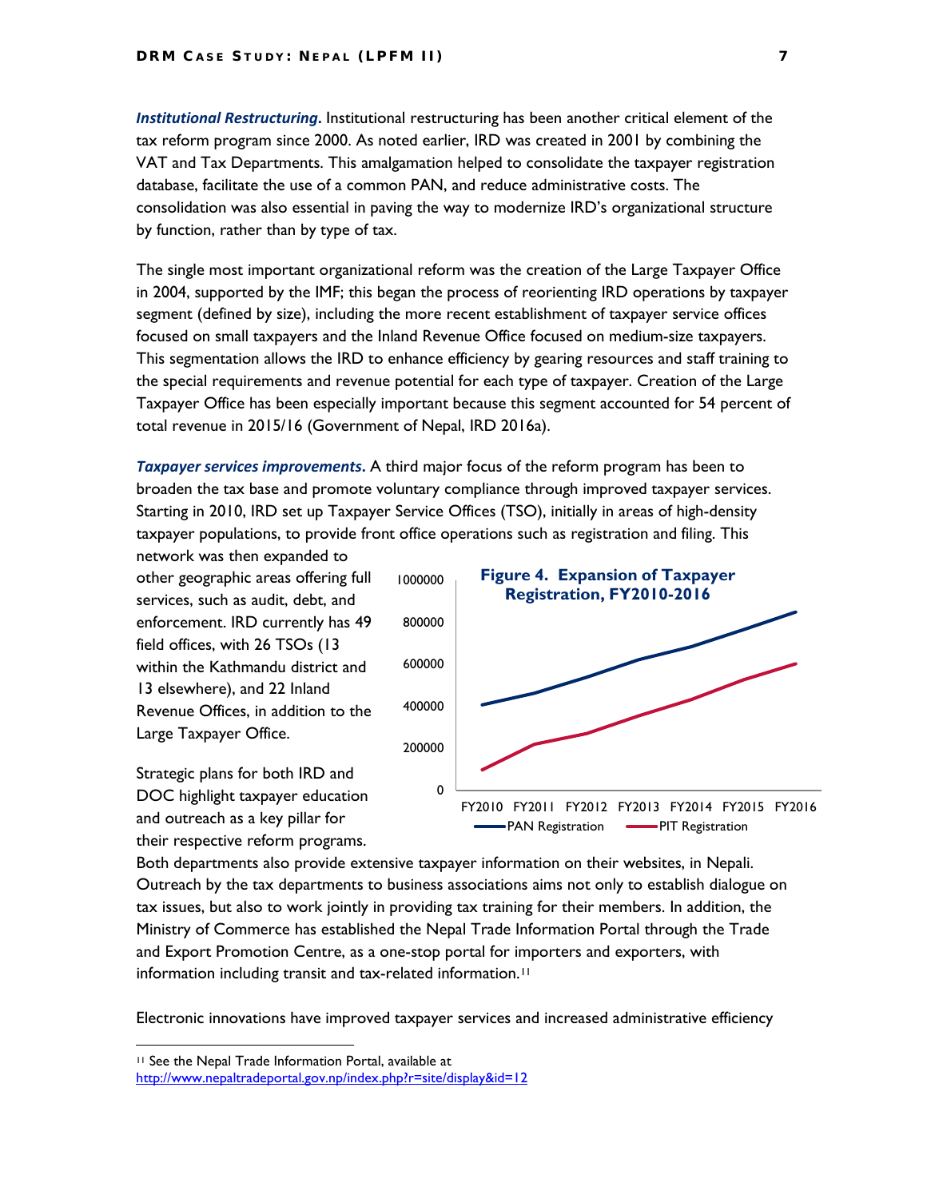***Institutional Restructuring.*** Institutional restructuring has been another critical element of the tax reform program since 2000. As noted earlier, IRD was created in 2001 by combining the VAT and Tax Departments. This amalgamation helped to consolidate the taxpayer registration database, facilitate the use of a common PAN, and reduce administrative costs. The consolidation was also essential in paving the way to modernize IRD's organizational structure by function, rather than by type of tax.

The single most important organizational reform was the creation of the Large Taxpayer Office in 2004, supported by the IMF; this began the process of reorienting IRD operations by taxpayer segment (defined by size), including the more recent establishment of taxpayer service offices focused on small taxpayers and the Inland Revenue Office focused on medium-size taxpayers. This segmentation allows the IRD to enhance efficiency by gearing resources and staff training to the special requirements and revenue potential for each type of taxpayer. Creation of the Large Taxpayer Office has been especially important because this segment accounted for 54 percent of total revenue in 2015/16 (Government of Nepal, IRD 2016a).

***Taxpayer services improvements.*** A third major focus of the reform program has been to broaden the tax base and promote voluntary compliance through improved taxpayer services. Starting in 2010, IRD set up Taxpayer Service Offices (TSO), initially in areas of high-density taxpayer populations, to provide front office operations such as registration and filing. This network was then expanded to other geographic areas offering full services, such as audit, debt, and enforcement. IRD currently has 49 field offices, with 26 TSOs (13 within the Kathmandu district and 13 elsewhere), and 22 Inland Revenue Offices, in addition to the Large Taxpayer Office.

**Figure 4. Expansion of Taxpayer Registration, FY2010-2016**

Strategic plans for both IRD and DOC highlight taxpayer education and outreach as a key pillar for their respective reform programs. Both departments also provide extensive taxpayer information on their websites, in Nepali. Outreach by the tax departments to business associations aims not only to establish dialogue on tax issues, but also to work jointly in providing tax training for their members. In addition, the Ministry of Commerce has established the Nepal Trade Information Portal through the Trade and Export Promotion Centre, as a one-stop portal for importers and exporters, with information including transit and tax-related information.[11]

Electronic innovations have improved taxpayer services and increased administrative efficiency

---

[11] See the Nepal Trade Information Portal, available at http://www.nepaltradeportal.gov.np/index.php?r=site/display&id=12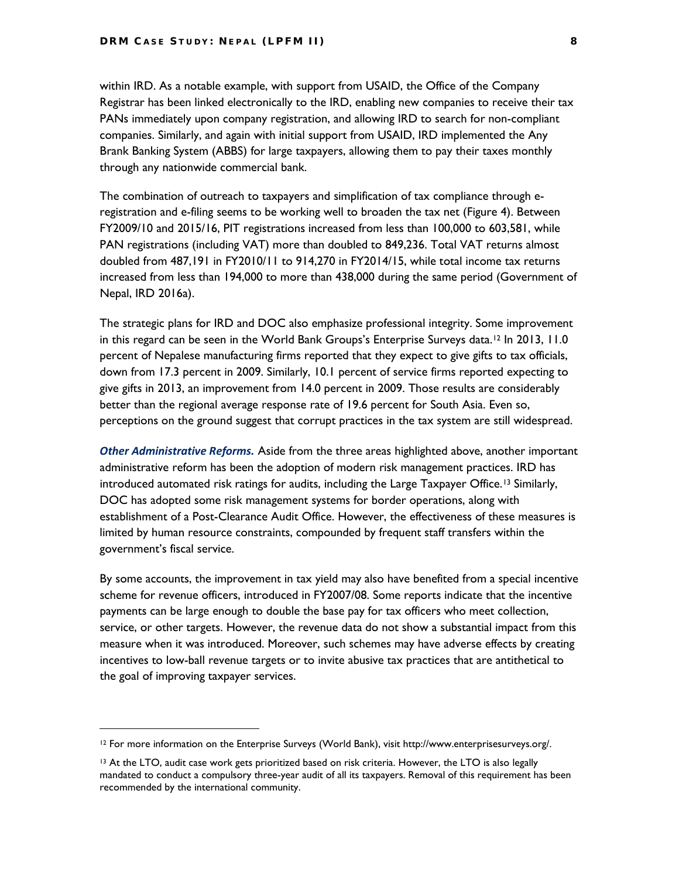within IRD. As a notable example, with support from USAID, the Office of the Company Registrar has been linked electronically to the IRD, enabling new companies to receive their tax PANs immediately upon company registration, and allowing IRD to search for non-compliant companies. Similarly, and again with initial support from USAID, IRD implemented the Any Brank Banking System (ABBS) for large taxpayers, allowing them to pay their taxes monthly through any nationwide commercial bank.

The combination of outreach to taxpayers and simplification of tax compliance through e-registration and e-filing seems to be working well to broaden the tax net (Figure 4). Between FY2009/10 and 2015/16, PIT registrations increased from less than 100,000 to 603,581, while PAN registrations (including VAT) more than doubled to 849,236. Total VAT returns almost doubled from 487,191 in FY2010/11 to 914,270 in FY2014/15, while total income tax returns increased from less than 194,000 to more than 438,000 during the same period (Government of Nepal, IRD 2016a).

The strategic plans for IRD and DOC also emphasize professional integrity. Some improvement in this regard can be seen in the World Bank Groups's Enterprise Surveys data.[12] In 2013, 11.0 percent of Nepalese manufacturing firms reported that they expect to give gifts to tax officials, down from 17.3 percent in 2009. Similarly, 10.1 percent of service firms reported expecting to give gifts in 2013, an improvement from 14.0 percent in 2009. Those results are considerably better than the regional average response rate of 19.6 percent for South Asia. Even so, perceptions on the ground suggest that corrupt practices in the tax system are still widespread.

***Other Administrative Reforms.*** Aside from the three areas highlighted above, another important administrative reform has been the adoption of modern risk management practices. IRD has introduced automated risk ratings for audits, including the Large Taxpayer Office.[13] Similarly, DOC has adopted some risk management systems for border operations, along with establishment of a Post-Clearance Audit Office. However, the effectiveness of these measures is limited by human resource constraints, compounded by frequent staff transfers within the government's fiscal service.

By some accounts, the improvement in tax yield may also have benefited from a special incentive scheme for revenue officers, introduced in FY2007/08. Some reports indicate that the incentive payments can be large enough to double the base pay for tax officers who meet collection, service, or other targets. However, the revenue data do not show a substantial impact from this measure when it was introduced. Moreover, such schemes may have adverse effects by creating incentives to low-ball revenue targets or to invite abusive tax practices that are antithetical to the goal of improving taxpayer services.

---

[12] For more information on the Enterprise Surveys (World Bank), visit http://www.enterprisesurveys.org/.

[13] At the LTO, audit case work gets prioritized based on risk criteria. However, the LTO is also legally mandated to conduct a compulsory three-year audit of all its taxpayers. Removal of this requirement has been recommended by the international community.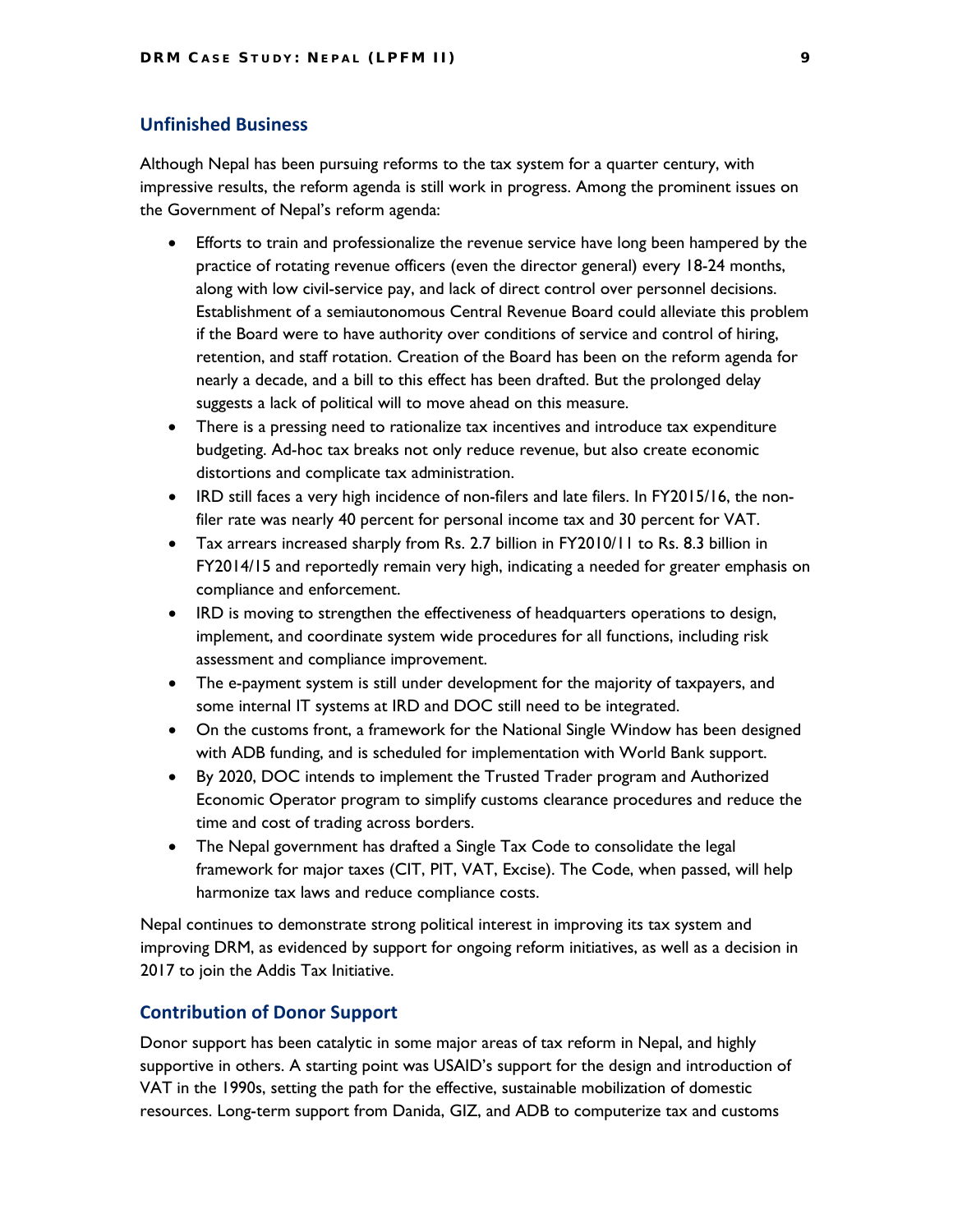## Unfinished Business

Although Nepal has been pursuing reforms to the tax system for a quarter century, with impressive results, the reform agenda is still work in progress. Among the prominent issues on the Government of Nepal's reform agenda:

- Efforts to train and professionalize the revenue service have long been hampered by the practice of rotating revenue officers (even the director general) every 18-24 months, along with low civil-service pay, and lack of direct control over personnel decisions. Establishment of a semiautonomous Central Revenue Board could alleviate this problem if the Board were to have authority over conditions of service and control of hiring, retention, and staff rotation. Creation of the Board has been on the reform agenda for nearly a decade, and a bill to this effect has been drafted. But the prolonged delay suggests a lack of political will to move ahead on this measure.
- There is a pressing need to rationalize tax incentives and introduce tax expenditure budgeting. Ad-hoc tax breaks not only reduce revenue, but also create economic distortions and complicate tax administration.
- IRD still faces a very high incidence of non-filers and late filers. In FY2015/16, the non-filer rate was nearly 40 percent for personal income tax and 30 percent for VAT.
- Tax arrears increased sharply from Rs. 2.7 billion in FY2010/11 to Rs. 8.3 billion in FY2014/15 and reportedly remain very high, indicating a needed for greater emphasis on compliance and enforcement.
- IRD is moving to strengthen the effectiveness of headquarters operations to design, implement, and coordinate system wide procedures for all functions, including risk assessment and compliance improvement.
- The e-payment system is still under development for the majority of taxpayers, and some internal IT systems at IRD and DOC still need to be integrated.
- On the customs front, a framework for the National Single Window has been designed with ADB funding, and is scheduled for implementation with World Bank support.
- By 2020, DOC intends to implement the Trusted Trader program and Authorized Economic Operator program to simplify customs clearance procedures and reduce the time and cost of trading across borders.
- The Nepal government has drafted a Single Tax Code to consolidate the legal framework for major taxes (CIT, PIT, VAT, Excise). The Code, when passed, will help harmonize tax laws and reduce compliance costs.

Nepal continues to demonstrate strong political interest in improving its tax system and improving DRM, as evidenced by support for ongoing reform initiatives, as well as a decision in 2017 to join the Addis Tax Initiative.

## Contribution of Donor Support

Donor support has been catalytic in some major areas of tax reform in Nepal, and highly supportive in others. A starting point was USAID's support for the design and introduction of VAT in the 1990s, setting the path for the effective, sustainable mobilization of domestic resources. Long-term support from Danida, GIZ, and ADB to computerize tax and customs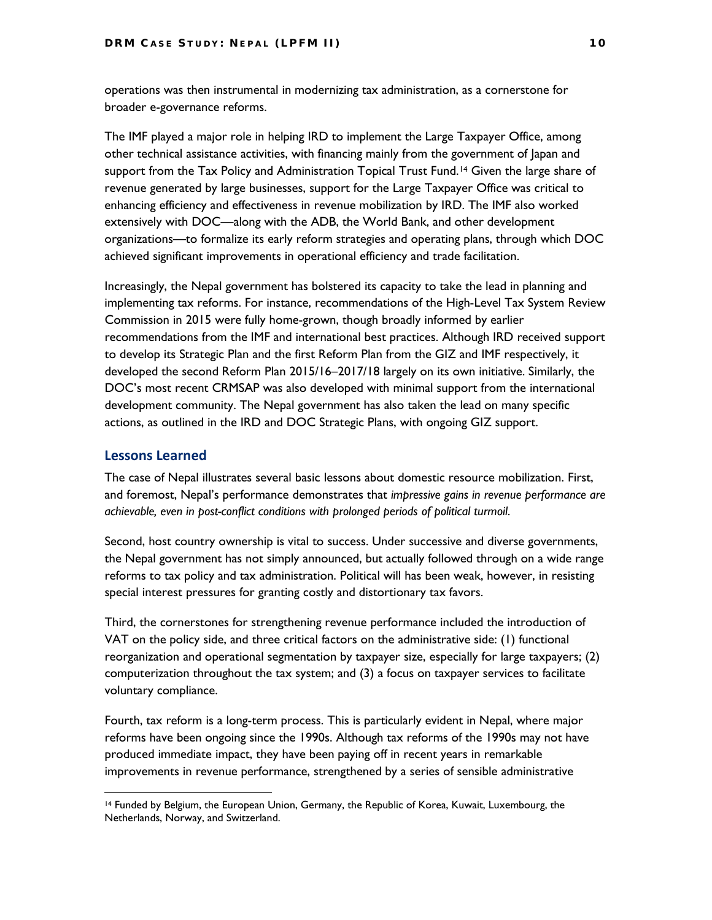operations was then instrumental in modernizing tax administration, as a cornerstone for broader e-governance reforms.

The IMF played a major role in helping IRD to implement the Large Taxpayer Office, among other technical assistance activities, with financing mainly from the government of Japan and support from the Tax Policy and Administration Topical Trust Fund.[14] Given the large share of revenue generated by large businesses, support for the Large Taxpayer Office was critical to enhancing efficiency and effectiveness in revenue mobilization by IRD. The IMF also worked extensively with DOC—along with the ADB, the World Bank, and other development organizations—to formalize its early reform strategies and operating plans, through which DOC achieved significant improvements in operational efficiency and trade facilitation.

Increasingly, the Nepal government has bolstered its capacity to take the lead in planning and implementing tax reforms. For instance, recommendations of the High-Level Tax System Review Commission in 2015 were fully home-grown, though broadly informed by earlier recommendations from the IMF and international best practices. Although IRD received support to develop its Strategic Plan and the first Reform Plan from the GIZ and IMF respectively, it developed the second Reform Plan 2015/16–2017/18 largely on its own initiative. Similarly, the DOC's most recent CRMSAP was also developed with minimal support from the international development community. The Nepal government has also taken the lead on many specific actions, as outlined in the IRD and DOC Strategic Plans, with ongoing GIZ support.

## Lessons Learned

The case of Nepal illustrates several basic lessons about domestic resource mobilization. First, and foremost, Nepal's performance demonstrates that *impressive gains in revenue performance are achievable, even in post-conflict conditions with prolonged periods of political turmoil*.

Second, host country ownership is vital to success. Under successive and diverse governments, the Nepal government has not simply announced, but actually followed through on a wide range reforms to tax policy and tax administration. Political will has been weak, however, in resisting special interest pressures for granting costly and distortionary tax favors.

Third, the cornerstones for strengthening revenue performance included the introduction of VAT on the policy side, and three critical factors on the administrative side: (1) functional reorganization and operational segmentation by taxpayer size, especially for large taxpayers; (2) computerization throughout the tax system; and (3) a focus on taxpayer services to facilitate voluntary compliance.

Fourth, tax reform is a long-term process. This is particularly evident in Nepal, where major reforms have been ongoing since the 1990s. Although tax reforms of the 1990s may not have produced immediate impact, they have been paying off in recent years in remarkable improvements in revenue performance, strengthened by a series of sensible administrative

[14] Funded by Belgium, the European Union, Germany, the Republic of Korea, Kuwait, Luxembourg, the Netherlands, Norway, and Switzerland.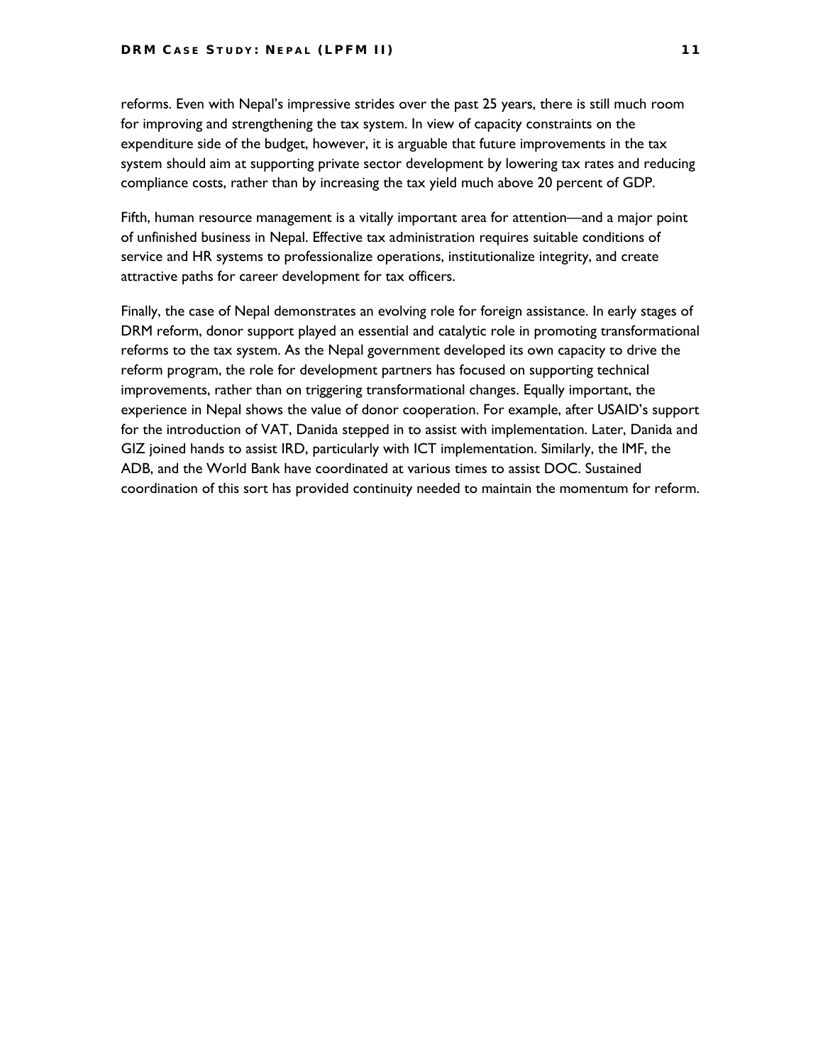reforms. Even with Nepal's impressive strides over the past 25 years, there is still much room for improving and strengthening the tax system. In view of capacity constraints on the expenditure side of the budget, however, it is arguable that future improvements in the tax system should aim at supporting private sector development by lowering tax rates and reducing compliance costs, rather than by increasing the tax yield much above 20 percent of GDP.

Fifth, human resource management is a vitally important area for attention—and a major point of unfinished business in Nepal. Effective tax administration requires suitable conditions of service and HR systems to professionalize operations, institutionalize integrity, and create attractive paths for career development for tax officers.

Finally, the case of Nepal demonstrates an evolving role for foreign assistance. In early stages of DRM reform, donor support played an essential and catalytic role in promoting transformational reforms to the tax system. As the Nepal government developed its own capacity to drive the reform program, the role for development partners has focused on supporting technical improvements, rather than on triggering transformational changes. Equally important, the experience in Nepal shows the value of donor cooperation. For example, after USAID's support for the introduction of VAT, Danida stepped in to assist with implementation. Later, Danida and GIZ joined hands to assist IRD, particularly with ICT implementation. Similarly, the IMF, the ADB, and the World Bank have coordinated at various times to assist DOC. Sustained coordination of this sort has provided continuity needed to maintain the momentum for reform.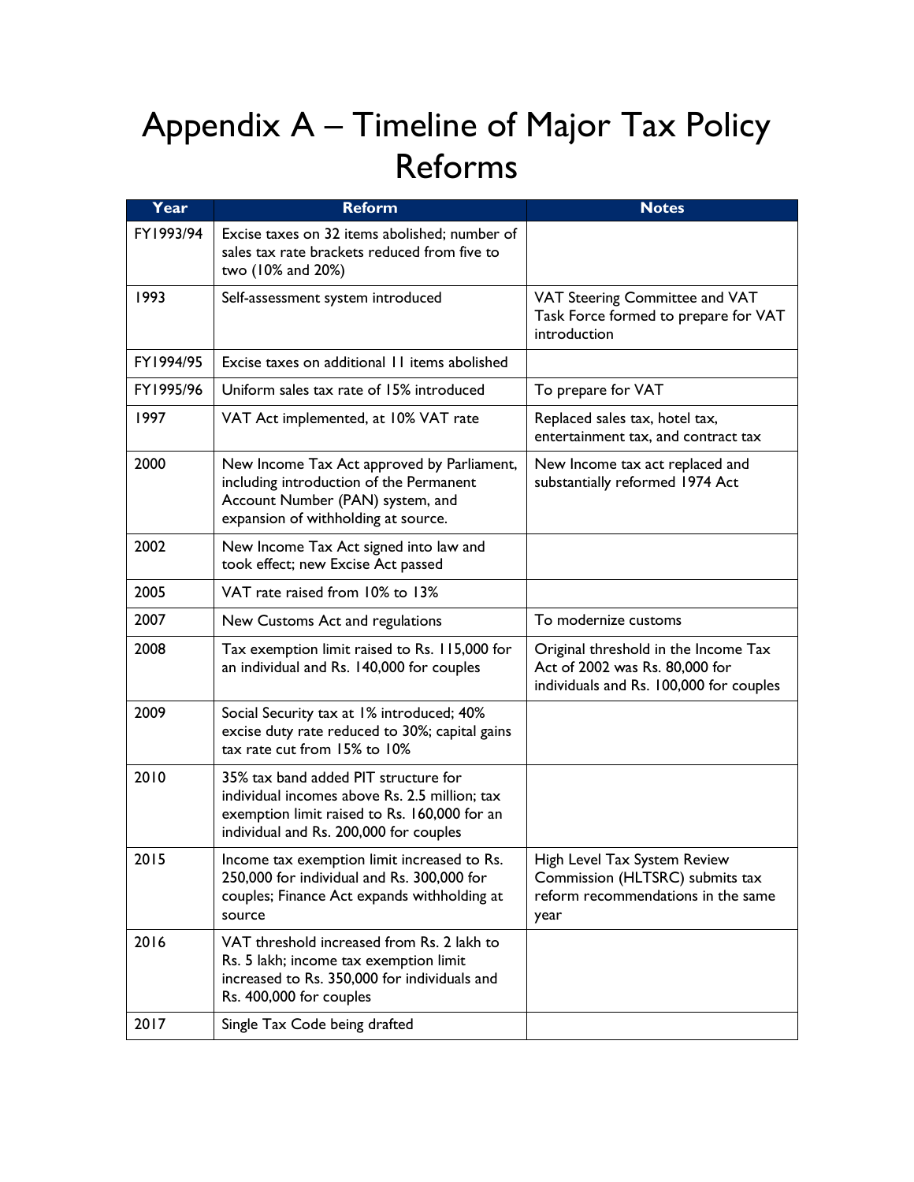# Appendix A – Timeline of Major Tax Policy Reforms

| Year | Reform | Notes |
|---|---|---|
| FY1993/94 | Excise taxes on 32 items abolished; number of sales tax rate brackets reduced from five to two (10% and 20%) | |
| 1993 | Self-assessment system introduced | VAT Steering Committee and VAT Task Force formed to prepare for VAT introduction |
| FY1994/95 | Excise taxes on additional 11 items abolished | |
| FY1995/96 | Uniform sales tax rate of 15% introduced | To prepare for VAT |
| 1997 | VAT Act implemented, at 10% VAT rate | Replaced sales tax, hotel tax, entertainment tax, and contract tax |
| 2000 | New Income Tax Act approved by Parliament, including introduction of the Permanent Account Number (PAN) system, and expansion of withholding at source. | New Income tax act replaced and substantially reformed 1974 Act |
| 2002 | New Income Tax Act signed into law and took effect; new Excise Act passed | |
| 2005 | VAT rate raised from 10% to 13% | |
| 2007 | New Customs Act and regulations | To modernize customs |
| 2008 | Tax exemption limit raised to Rs. 115,000 for an individual and Rs. 140,000 for couples | Original threshold in the Income Tax Act of 2002 was Rs. 80,000 for individuals and Rs. 100,000 for couples |
| 2009 | Social Security tax at 1% introduced; 40% excise duty rate reduced to 30%; capital gains tax rate cut from 15% to 10% | |
| 2010 | 35% tax band added PIT structure for individual incomes above Rs. 2.5 million; tax exemption limit raised to Rs. 160,000 for an individual and Rs. 200,000 for couples | |
| 2015 | Income tax exemption limit increased to Rs. 250,000 for individual and Rs. 300,000 for couples; Finance Act expands withholding at source | High Level Tax System Review Commission (HLTSRC) submits tax reform recommendations in the same year |
| 2016 | VAT threshold increased from Rs. 2 lakh to Rs. 5 lakh; income tax exemption limit increased to Rs. 350,000 for individuals and Rs. 400,000 for couples | |
| 2017 | Single Tax Code being drafted | |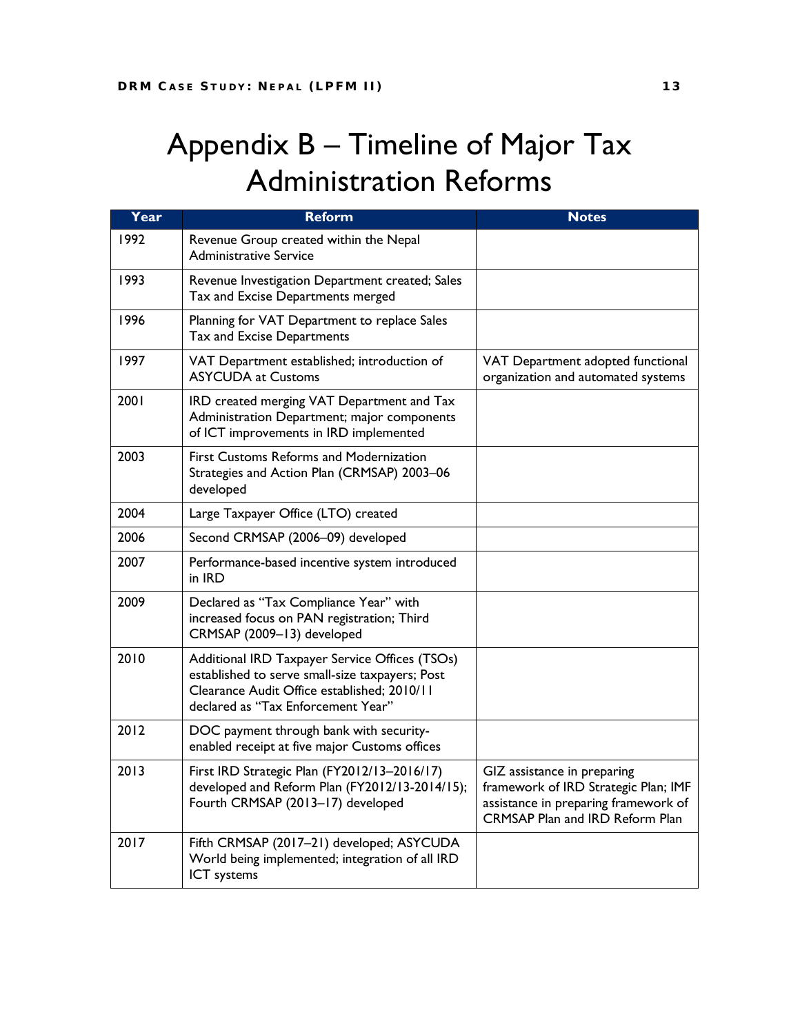# Appendix B – Timeline of Major Tax Administration Reforms

| Year | Reform | Notes |
|---|---|---|
| 1992 | Revenue Group created within the Nepal Administrative Service | |
| 1993 | Revenue Investigation Department created; Sales Tax and Excise Departments merged | |
| 1996 | Planning for VAT Department to replace Sales Tax and Excise Departments | |
| 1997 | VAT Department established; introduction of ASYCUDA at Customs | VAT Department adopted functional organization and automated systems |
| 2001 | IRD created merging VAT Department and Tax Administration Department; major components of ICT improvements in IRD implemented | |
| 2003 | First Customs Reforms and Modernization Strategies and Action Plan (CRMSAP) 2003–06 developed | |
| 2004 | Large Taxpayer Office (LTO) created | |
| 2006 | Second CRMSAP (2006–09) developed | |
| 2007 | Performance-based incentive system introduced in IRD | |
| 2009 | Declared as "Tax Compliance Year" with increased focus on PAN registration; Third CRMSAP (2009–13) developed | |
| 2010 | Additional IRD Taxpayer Service Offices (TSOs) established to serve small-size taxpayers; Post Clearance Audit Office established; 2010/11 declared as "Tax Enforcement Year" | |
| 2012 | DOC payment through bank with security-enabled receipt at five major Customs offices | |
| 2013 | First IRD Strategic Plan (FY2012/13–2016/17) developed and Reform Plan (FY2012/13-2014/15); Fourth CRMSAP (2013–17) developed | GIZ assistance in preparing framework of IRD Strategic Plan; IMF assistance in preparing framework of CRMSAP Plan and IRD Reform Plan |
| 2017 | Fifth CRMSAP (2017–21) developed; ASYCUDA World being implemented; integration of all IRD ICT systems | |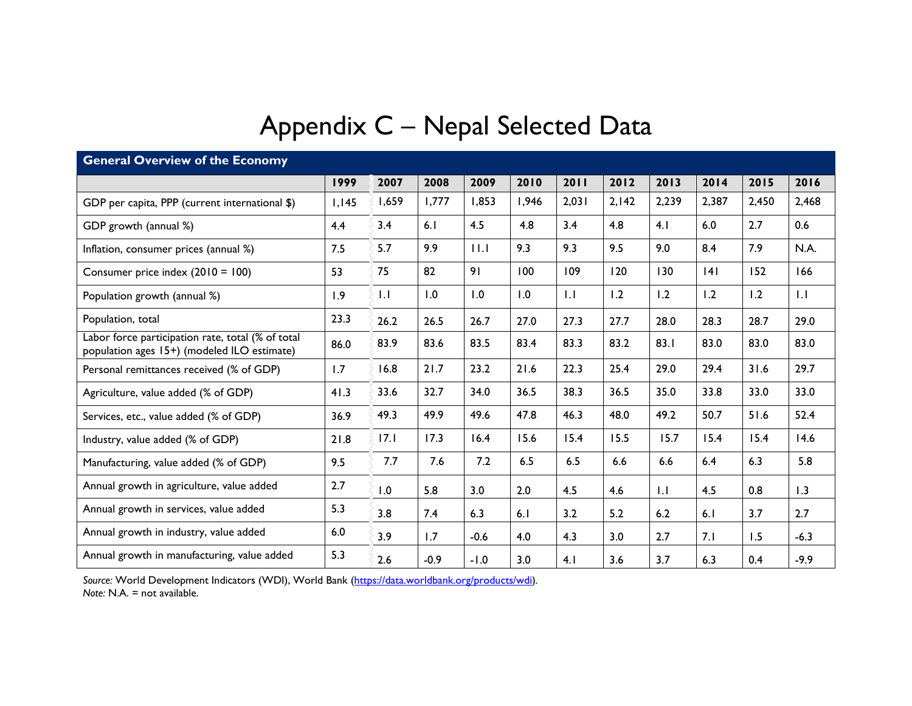# Appendix C – Nepal Selected Data

| General Overview of the Economy | | | | | | | | | | | |
|---|---|---|---|---|---|---|---|---|---|---|---|
| | **1999** | **2007** | **2008** | **2009** | **2010** | **2011** | **2012** | **2013** | **2014** | **2015** | **2016** |
| GDP per capita, PPP (current international $) | 1,145 | 1,659 | 1,777 | 1,853 | 1,946 | 2,031 | 2,142 | 2,239 | 2,387 | 2,450 | 2,468 |
| GDP growth (annual %) | 4.4 | 3.4 | 6.1 | 4.5 | 4.8 | 3.4 | 4.8 | 4.1 | 6.0 | 2.7 | 0.6 |
| Inflation, consumer prices (annual %) | 7.5 | 5.7 | 9.9 | 11.1 | 9.3 | 9.3 | 9.5 | 9.0 | 8.4 | 7.9 | N.A. |
| Consumer price index (2010 = 100) | 53 | 75 | 82 | 91 | 100 | 109 | 120 | 130 | 141 | 152 | 166 |
| Population growth (annual %) | 1.9 | 1.1 | 1.0 | 1.0 | 1.0 | 1.1 | 1.2 | 1.2 | 1.2 | 1.2 | 1.1 |
| Population, total | 23.3 | 26.2 | 26.5 | 26.7 | 27.0 | 27.3 | 27.7 | 28.0 | 28.3 | 28.7 | 29.0 |
| Labor force participation rate, total (% of total population ages 15+) (modeled ILO estimate) | 86.0 | 83.9 | 83.6 | 83.5 | 83.4 | 83.3 | 83.2 | 83.1 | 83.0 | 83.0 | 83.0 |
| Personal remittances received (% of GDP) | 1.7 | 16.8 | 21.7 | 23.2 | 21.6 | 22.3 | 25.4 | 29.0 | 29.4 | 31.6 | 29.7 |
| Agriculture, value added (% of GDP) | 41.3 | 33.6 | 32.7 | 34.0 | 36.5 | 38.3 | 36.5 | 35.0 | 33.8 | 33.0 | 33.0 |
| Services, etc., value added (% of GDP) | 36.9 | 49.3 | 49.9 | 49.6 | 47.8 | 46.3 | 48.0 | 49.2 | 50.7 | 51.6 | 52.4 |
| Industry, value added (% of GDP) | 21.8 | 17.1 | 17.3 | 16.4 | 15.6 | 15.4 | 15.5 | 15.7 | 15.4 | 15.4 | 14.6 |
| Manufacturing, value added (% of GDP) | 9.5 | 7.7 | 7.6 | 7.2 | 6.5 | 6.5 | 6.6 | 6.6 | 6.4 | 6.3 | 5.8 |
| Annual growth in agriculture, value added | 2.7 | 1.0 | 5.8 | 3.0 | 2.0 | 4.5 | 4.6 | 1.1 | 4.5 | 0.8 | 1.3 |
| Annual growth in services, value added | 5.3 | 3.8 | 7.4 | 6.3 | 6.1 | 3.2 | 5.2 | 6.2 | 6.1 | 3.7 | 2.7 |
| Annual growth in industry, value added | 6.0 | 3.9 | 1.7 | -0.6 | 4.0 | 4.3 | 3.0 | 2.7 | 7.1 | 1.5 | -6.3 |
| Annual growth in manufacturing, value added | 5.3 | 2.6 | -0.9 | -1.0 | 3.0 | 4.1 | 3.6 | 3.7 | 6.3 | 0.4 | -9.9 |

*Source:* World Development Indicators (WDI), World Bank (https://data.worldbank.org/products/wdi).
*Note:* N.A. = not available.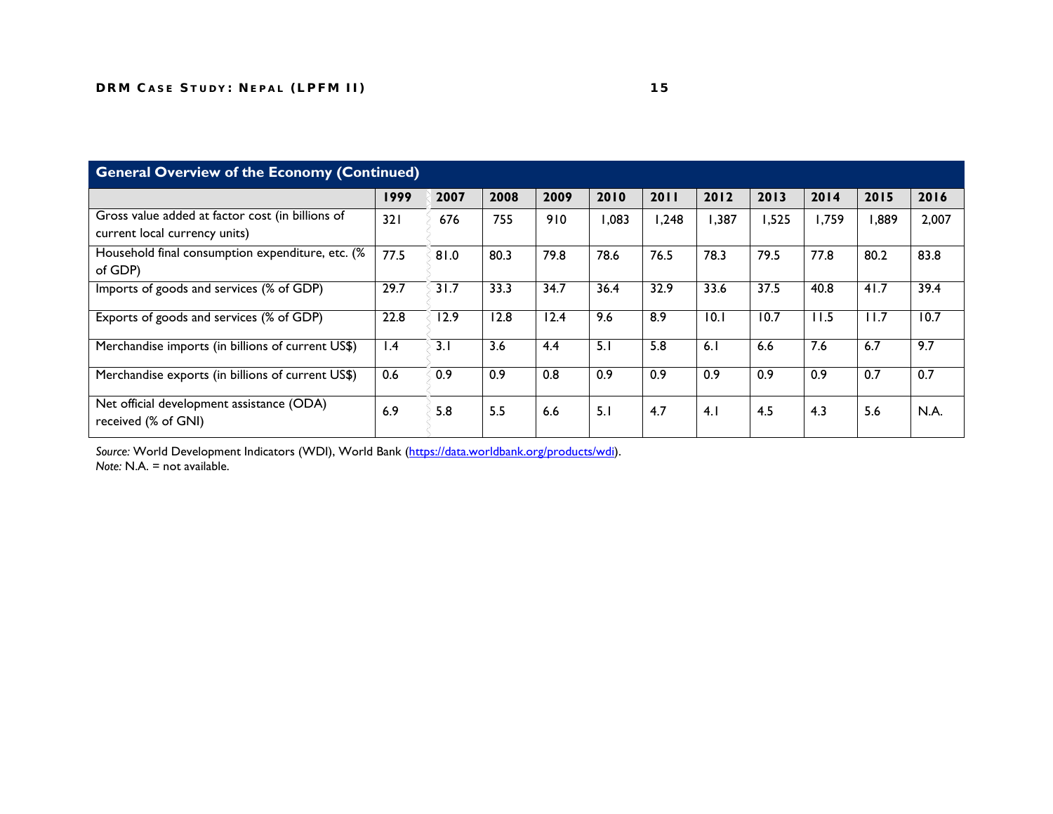| General Overview of the Economy (Continued) | | | | | | | | | | | |
|---|---|---|---|---|---|---|---|---|---|---|---|
| | 1999 | 2007 | 2008 | 2009 | 2010 | 2011 | 2012 | 2013 | 2014 | 2015 | 2016 |
| Gross value added at factor cost (in billions of current local currency units) | 321 | 676 | 755 | 910 | 1,083 | 1,248 | 1,387 | 1,525 | 1,759 | 1,889 | 2,007 |
| Household final consumption expenditure, etc. (% of GDP) | 77.5 | 81.0 | 80.3 | 79.8 | 78.6 | 76.5 | 78.3 | 79.5 | 77.8 | 80.2 | 83.8 |
| Imports of goods and services (% of GDP) | 29.7 | 31.7 | 33.3 | 34.7 | 36.4 | 32.9 | 33.6 | 37.5 | 40.8 | 41.7 | 39.4 |
| Exports of goods and services (% of GDP) | 22.8 | 12.9 | 12.8 | 12.4 | 9.6 | 8.9 | 10.1 | 10.7 | 11.5 | 11.7 | 10.7 |
| Merchandise imports (in billions of current US$) | 1.4 | 3.1 | 3.6 | 4.4 | 5.1 | 5.8 | 6.1 | 6.6 | 7.6 | 6.7 | 9.7 |
| Merchandise exports (in billions of current US$) | 0.6 | 0.9 | 0.9 | 0.8 | 0.9 | 0.9 | 0.9 | 0.9 | 0.9 | 0.7 | 0.7 |
| Net official development assistance (ODA) received (% of GNI) | 6.9 | 5.8 | 5.5 | 6.6 | 5.1 | 4.7 | 4.1 | 4.5 | 4.3 | 5.6 | N.A. |

*Source:* World Development Indicators (WDI), World Bank (https://data.worldbank.org/products/wdi).
*Note:* N.A. = not available.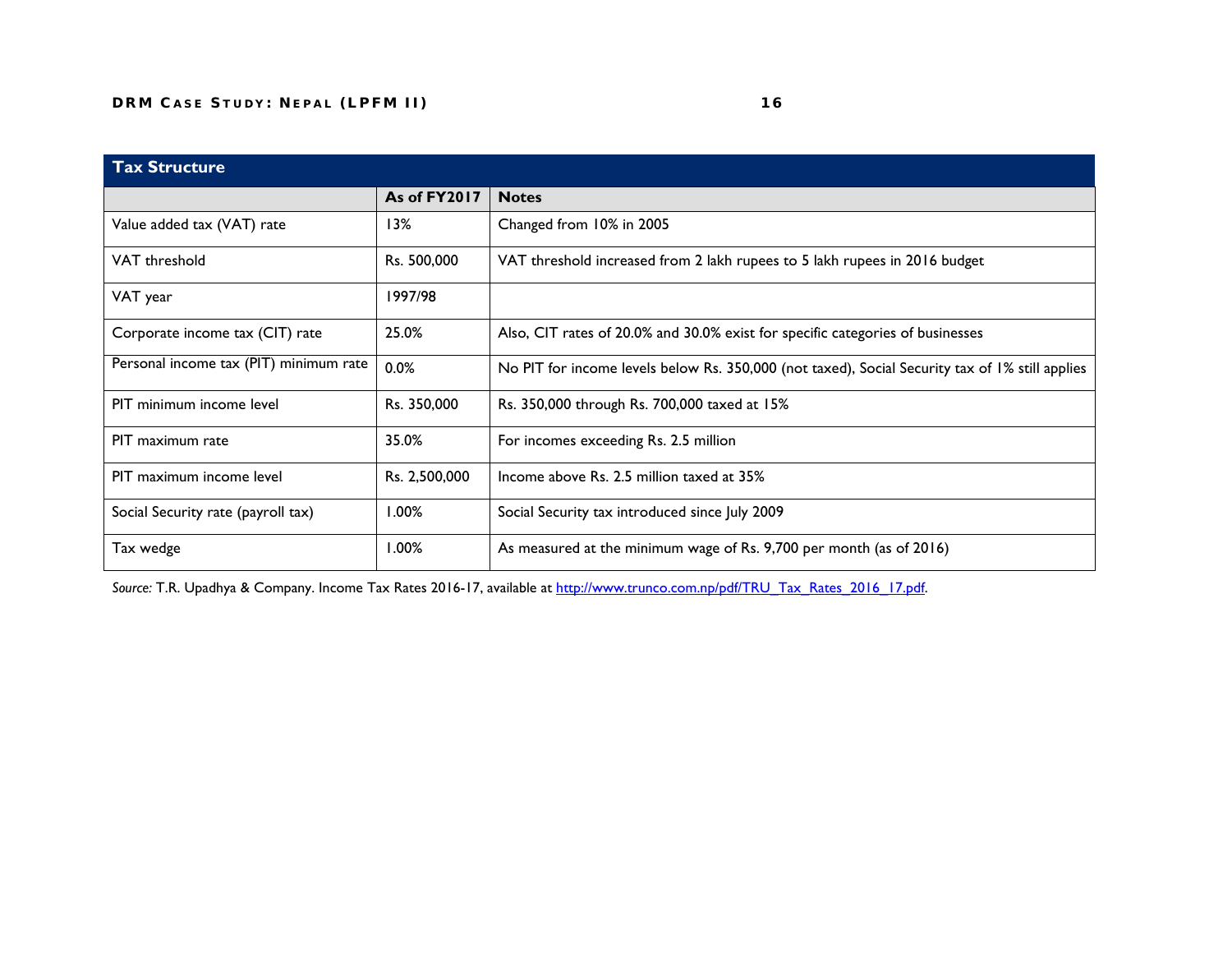| Tax Structure | | |
|---|---|---|
| | **As of FY2017** | **Notes** |
| Value added tax (VAT) rate | 13% | Changed from 10% in 2005 |
| VAT threshold | Rs. 500,000 | VAT threshold increased from 2 lakh rupees to 5 lakh rupees in 2016 budget |
| VAT year | 1997/98 | |
| Corporate income tax (CIT) rate | 25.0% | Also, CIT rates of 20.0% and 30.0% exist for specific categories of businesses |
| Personal income tax (PIT) minimum rate | 0.0% | No PIT for income levels below Rs. 350,000 (not taxed), Social Security tax of 1% still applies |
| PIT minimum income level | Rs. 350,000 | Rs. 350,000 through Rs. 700,000 taxed at 15% |
| PIT maximum rate | 35.0% | For incomes exceeding Rs. 2.5 million |
| PIT maximum income level | Rs. 2,500,000 | Income above Rs. 2.5 million taxed at 35% |
| Social Security rate (payroll tax) | 1.00% | Social Security tax introduced since July 2009 |
| Tax wedge | 1.00% | As measured at the minimum wage of Rs. 9,700 per month (as of 2016) |

*Source:* T.R. Upadhya & Company. Income Tax Rates 2016-17, available at http://www.trunco.com.np/pdf/TRU_Tax_Rates_2016_17.pdf.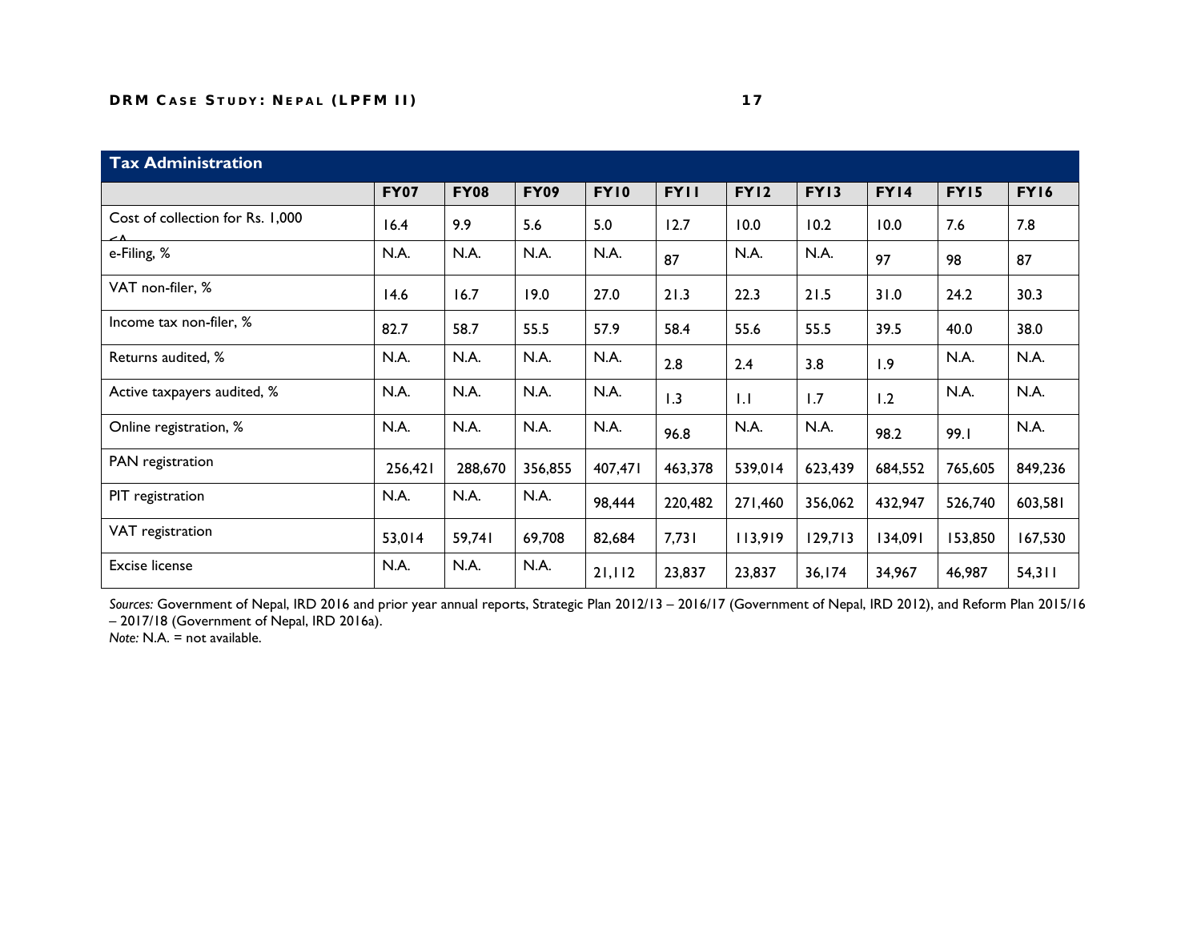| Tax Administration | | | | | | | | | | |
|---|---|---|---|---|---|---|---|---|---|---|
| | **FY07** | **FY08** | **FY09** | **FY10** | **FY11** | **FY12** | **FY13** | **FY14** | **FY15** | **FY16** |
| Cost of collection for Rs. 1,000 | 16.4 | 9.9 | 5.6 | 5.0 | 12.7 | 10.0 | 10.2 | 10.0 | 7.6 | 7.8 |
| e-Filing, % | N.A. | N.A. | N.A. | N.A. | 87 | N.A. | N.A. | 97 | 98 | 87 |
| VAT non-filer, % | 14.6 | 16.7 | 19.0 | 27.0 | 21.3 | 22.3 | 21.5 | 31.0 | 24.2 | 30.3 |
| Income tax non-filer, % | 82.7 | 58.7 | 55.5 | 57.9 | 58.4 | 55.6 | 55.5 | 39.5 | 40.0 | 38.0 |
| Returns audited, % | N.A. | N.A. | N.A. | N.A. | 2.8 | 2.4 | 3.8 | 1.9 | N.A. | N.A. |
| Active taxpayers audited, % | N.A. | N.A. | N.A. | N.A. | 1.3 | 1.1 | 1.7 | 1.2 | N.A. | N.A. |
| Online registration, % | N.A. | N.A. | N.A. | N.A. | 96.8 | N.A. | N.A. | 98.2 | 99.1 | N.A. |
| PAN registration | 256,421 | 288,670 | 356,855 | 407,471 | 463,378 | 539,014 | 623,439 | 684,552 | 765,605 | 849,236 |
| PIT registration | N.A. | N.A. | N.A. | 98,444 | 220,482 | 271,460 | 356,062 | 432,947 | 526,740 | 603,581 |
| VAT registration | 53,014 | 59,741 | 69,708 | 82,684 | 7,731 | 113,919 | 129,713 | 134,091 | 153,850 | 167,530 |
| Excise license | N.A. | N.A. | N.A. | 21,112 | 23,837 | 23,837 | 36,174 | 34,967 | 46,987 | 54,311 |

*Sources:* Government of Nepal, IRD 2016 and prior year annual reports, Strategic Plan 2012/13 – 2016/17 (Government of Nepal, IRD 2012), and Reform Plan 2015/16 – 2017/18 (Government of Nepal, IRD 2016a).
*Note:* N.A. = not available.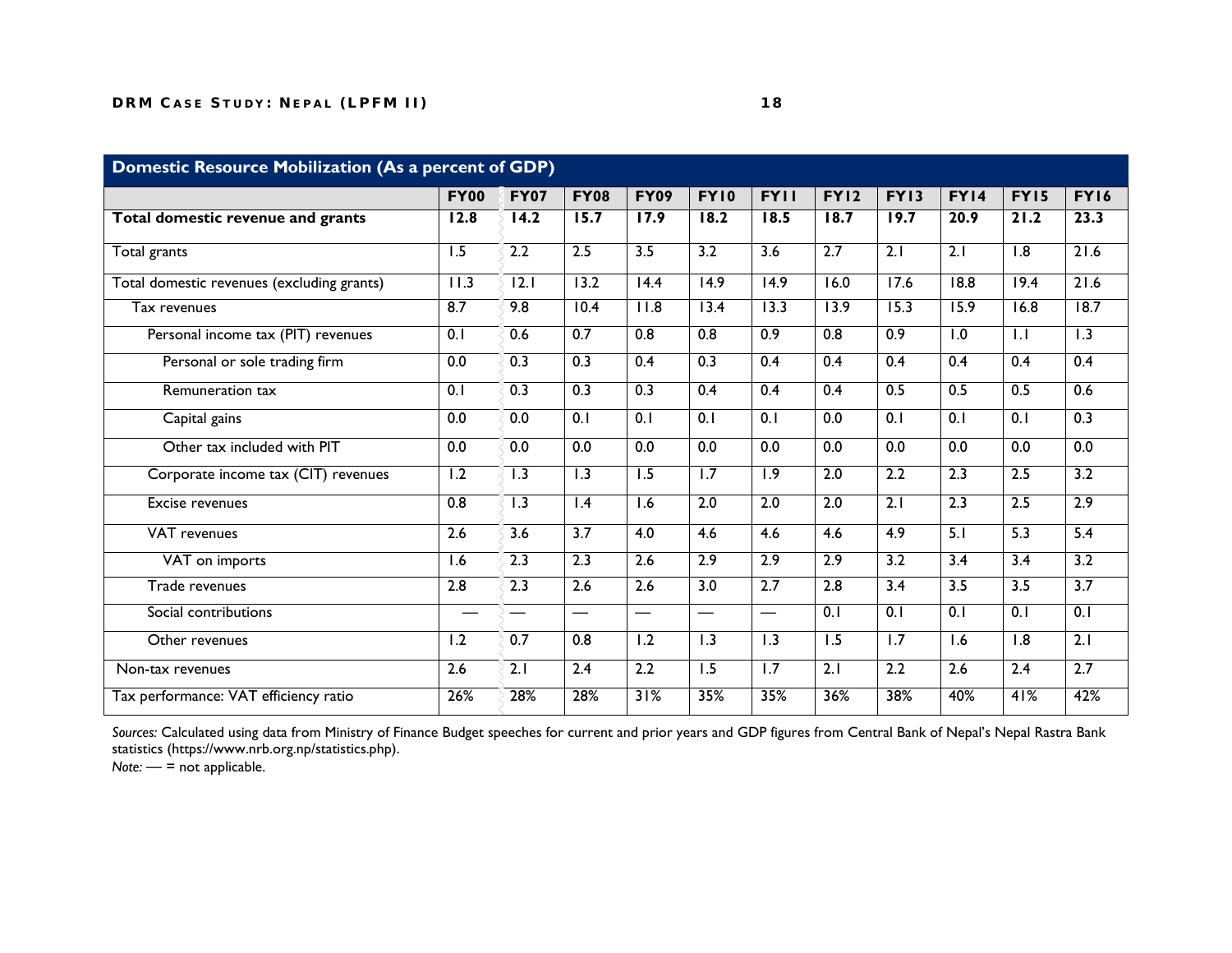| Domestic Resource Mobilization (As a percent of GDP) | | | | | | | | | | | |
|---|---|---|---|---|---|---|---|---|---|---|---|
| | **FY00** | **FY07** | **FY08** | **FY09** | **FY10** | **FY11** | **FY12** | **FY13** | **FY14** | **FY15** | **FY16** |
| **Total domestic revenue and grants** | **12.8** | **14.2** | **15.7** | **17.9** | **18.2** | **18.5** | **18.7** | **19.7** | **20.9** | **21.2** | **23.3** |
| Total grants | 1.5 | 2.2 | 2.5 | 3.5 | 3.2 | 3.6 | 2.7 | 2.1 | 2.1 | 1.8 | 21.6 |
| Total domestic revenues (excluding grants) | 11.3 | 12.1 | 13.2 | 14.4 | 14.9 | 14.9 | 16.0 | 17.6 | 18.8 | 19.4 | 21.6 |
| Tax revenues | 8.7 | 9.8 | 10.4 | 11.8 | 13.4 | 13.3 | 13.9 | 15.3 | 15.9 | 16.8 | 18.7 |
| Personal income tax (PIT) revenues | 0.1 | 0.6 | 0.7 | 0.8 | 0.8 | 0.9 | 0.8 | 0.9 | 1.0 | 1.1 | 1.3 |
| Personal or sole trading firm | 0.0 | 0.3 | 0.3 | 0.4 | 0.3 | 0.4 | 0.4 | 0.4 | 0.4 | 0.4 | 0.4 |
| Remuneration tax | 0.1 | 0.3 | 0.3 | 0.3 | 0.4 | 0.4 | 0.4 | 0.5 | 0.5 | 0.5 | 0.6 |
| Capital gains | 0.0 | 0.0 | 0.1 | 0.1 | 0.1 | 0.1 | 0.0 | 0.1 | 0.1 | 0.1 | 0.3 |
| Other tax included with PIT | 0.0 | 0.0 | 0.0 | 0.0 | 0.0 | 0.0 | 0.0 | 0.0 | 0.0 | 0.0 | 0.0 |
| Corporate income tax (CIT) revenues | 1.2 | 1.3 | 1.3 | 1.5 | 1.7 | 1.9 | 2.0 | 2.2 | 2.3 | 2.5 | 3.2 |
| Excise revenues | 0.8 | 1.3 | 1.4 | 1.6 | 2.0 | 2.0 | 2.0 | 2.1 | 2.3 | 2.5 | 2.9 |
| VAT revenues | 2.6 | 3.6 | 3.7 | 4.0 | 4.6 | 4.6 | 4.6 | 4.9 | 5.1 | 5.3 | 5.4 |
| VAT on imports | 1.6 | 2.3 | 2.3 | 2.6 | 2.9 | 2.9 | 2.9 | 3.2 | 3.4 | 3.4 | 3.2 |
| Trade revenues | 2.8 | 2.3 | 2.6 | 2.6 | 3.0 | 2.7 | 2.8 | 3.4 | 3.5 | 3.5 | 3.7 |
| Social contributions | — | — | — | — | — | — | 0.1 | 0.1 | 0.1 | 0.1 | 0.1 |
| Other revenues | 1.2 | 0.7 | 0.8 | 1.2 | 1.3 | 1.3 | 1.5 | 1.7 | 1.6 | 1.8 | 2.1 |
| Non-tax revenues | 2.6 | 2.1 | 2.4 | 2.2 | 1.5 | 1.7 | 2.1 | 2.2 | 2.6 | 2.4 | 2.7 |
| Tax performance: VAT efficiency ratio | 26% | 28% | 28% | 31% | 35% | 35% | 36% | 38% | 40% | 41% | 42% |

*Sources:* Calculated using data from Ministry of Finance Budget speeches for current and prior years and GDP figures from Central Bank of Nepal's Nepal Rastra Bank statistics (https://www.nrb.org.np/statistics.php).
*Note:* — = not applicable.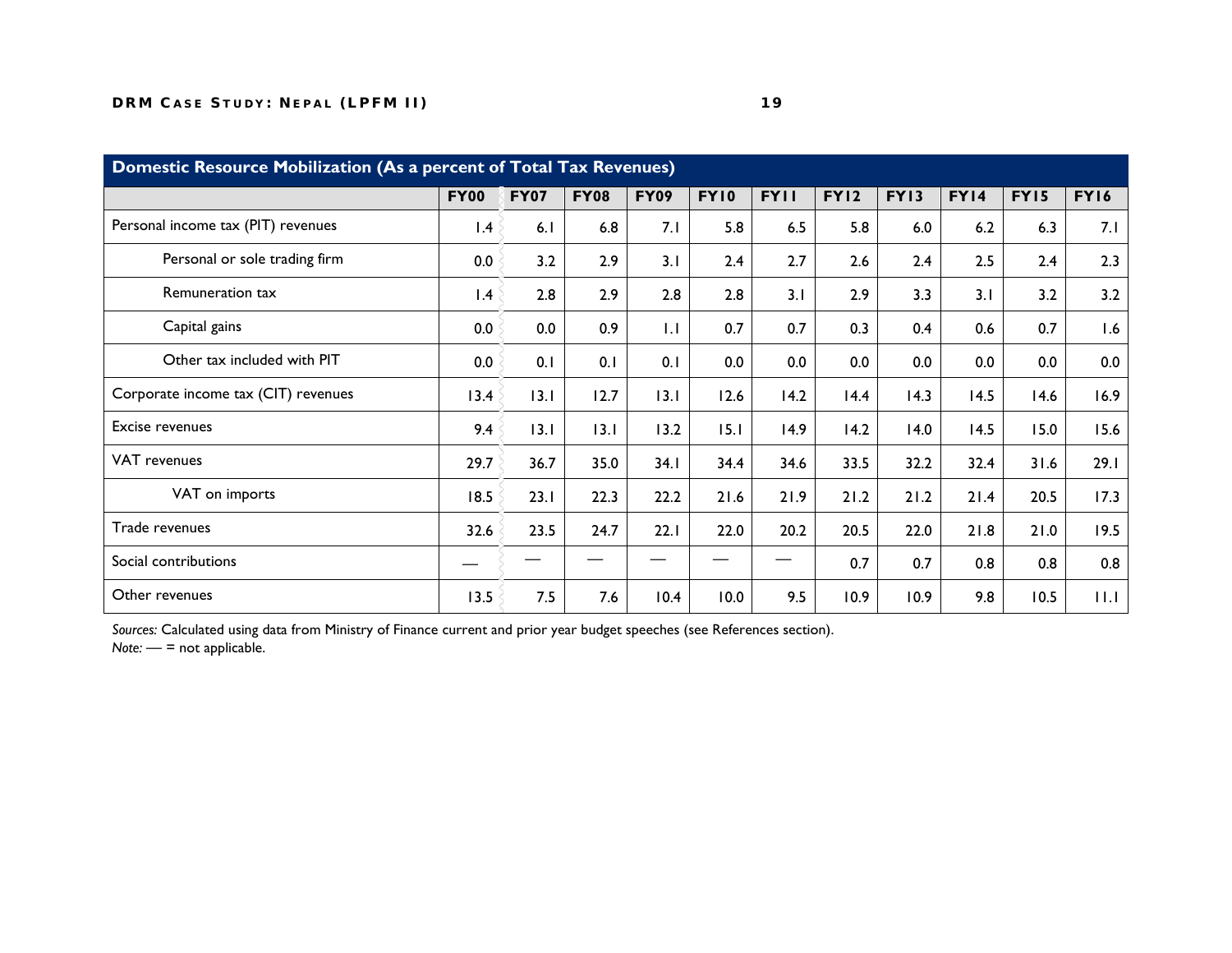| Domestic Resource Mobilization (As a percent of Total Tax Revenues) | | | | | | | | | | | |
|---|---|---|---|---|---|---|---|---|---|---|---|
| | FY00 | FY07 | FY08 | FY09 | FY10 | FY11 | FY12 | FY13 | FY14 | FY15 | FY16 |
| Personal income tax (PIT) revenues | 1.4 | 6.1 | 6.8 | 7.1 | 5.8 | 6.5 | 5.8 | 6.0 | 6.2 | 6.3 | 7.1 |
| Personal or sole trading firm | 0.0 | 3.2 | 2.9 | 3.1 | 2.4 | 2.7 | 2.6 | 2.4 | 2.5 | 2.4 | 2.3 |
| Remuneration tax | 1.4 | 2.8 | 2.9 | 2.8 | 2.8 | 3.1 | 2.9 | 3.3 | 3.1 | 3.2 | 3.2 |
| Capital gains | 0.0 | 0.0 | 0.9 | 1.1 | 0.7 | 0.7 | 0.3 | 0.4 | 0.6 | 0.7 | 1.6 |
| Other tax included with PIT | 0.0 | 0.1 | 0.1 | 0.1 | 0.0 | 0.0 | 0.0 | 0.0 | 0.0 | 0.0 | 0.0 |
| Corporate income tax (CIT) revenues | 13.4 | 13.1 | 12.7 | 13.1 | 12.6 | 14.2 | 14.4 | 14.3 | 14.5 | 14.6 | 16.9 |
| Excise revenues | 9.4 | 13.1 | 13.1 | 13.2 | 15.1 | 14.9 | 14.2 | 14.0 | 14.5 | 15.0 | 15.6 |
| VAT revenues | 29.7 | 36.7 | 35.0 | 34.1 | 34.4 | 34.6 | 33.5 | 32.2 | 32.4 | 31.6 | 29.1 |
| VAT on imports | 18.5 | 23.1 | 22.3 | 22.2 | 21.6 | 21.9 | 21.2 | 21.2 | 21.4 | 20.5 | 17.3 |
| Trade revenues | 32.6 | 23.5 | 24.7 | 22.1 | 22.0 | 20.2 | 20.5 | 22.0 | 21.8 | 21.0 | 19.5 |
| Social contributions | — | — | — | — | — | — | 0.7 | 0.7 | 0.8 | 0.8 | 0.8 |
| Other revenues | 13.5 | 7.5 | 7.6 | 10.4 | 10.0 | 9.5 | 10.9 | 10.9 | 9.8 | 10.5 | 11.1 |

*Sources:* Calculated using data from Ministry of Finance current and prior year budget speeches (see References section).
*Note:* — = not applicable.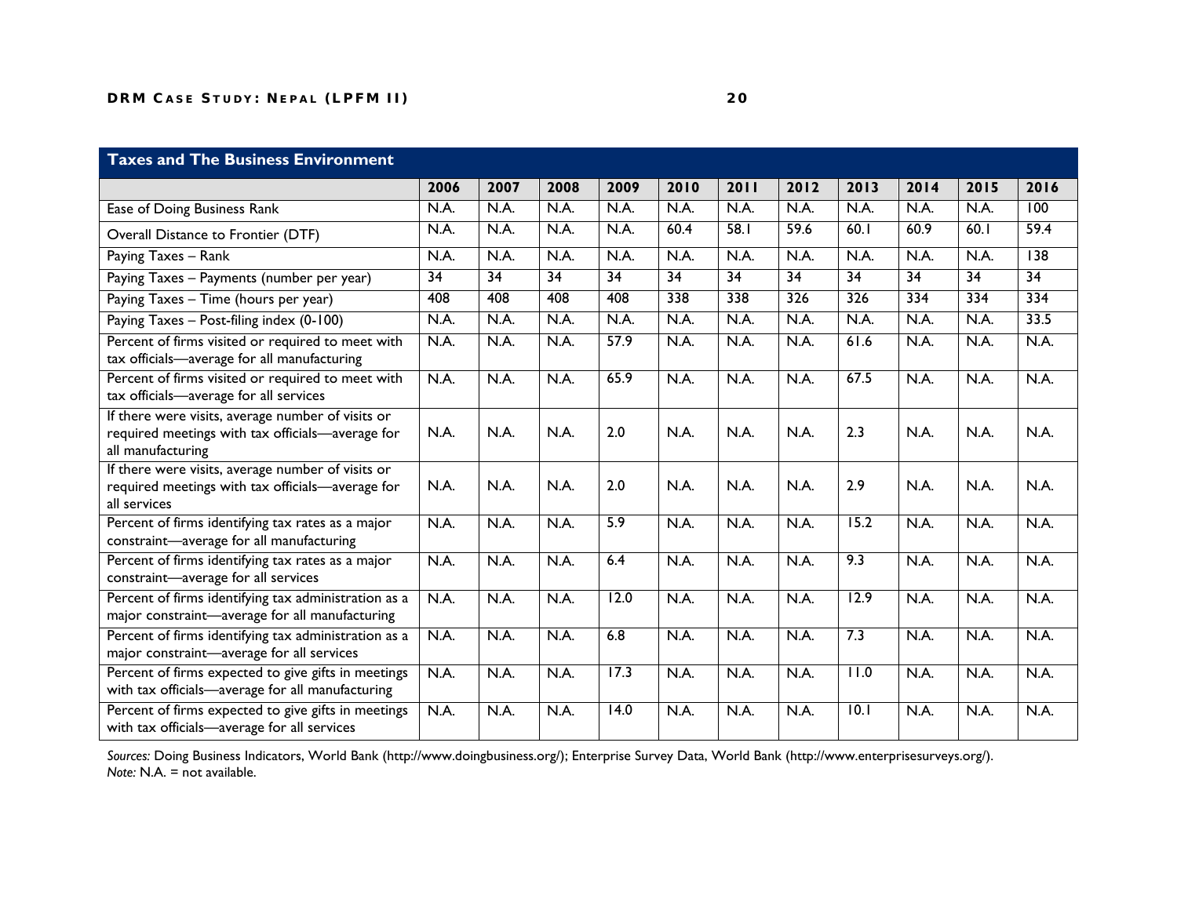## Taxes and The Business Environment

| | 2006 | 2007 | 2008 | 2009 | 2010 | 2011 | 2012 | 2013 | 2014 | 2015 | 2016 |
|---|---|---|---|---|---|---|---|---|---|---|---|
| Ease of Doing Business Rank | N.A. | N.A. | N.A. | N.A. | N.A. | N.A. | N.A. | N.A. | N.A. | N.A. | 100 |
| Overall Distance to Frontier (DTF) | N.A. | N.A. | N.A. | N.A. | 60.4 | 58.1 | 59.6 | 60.1 | 60.9 | 60.1 | 59.4 |
| Paying Taxes – Rank | N.A. | N.A. | N.A. | N.A. | N.A. | N.A. | N.A. | N.A. | N.A. | N.A. | 138 |
| Paying Taxes – Payments (number per year) | 34 | 34 | 34 | 34 | 34 | 34 | 34 | 34 | 34 | 34 | 34 |
| Paying Taxes – Time (hours per year) | 408 | 408 | 408 | 408 | 338 | 338 | 326 | 326 | 334 | 334 | 334 |
| Paying Taxes – Post-filing index (0-100) | N.A. | N.A. | N.A. | N.A. | N.A. | N.A. | N.A. | N.A. | N.A. | N.A. | 33.5 |
| Percent of firms visited or required to meet with tax officials—average for all manufacturing | N.A. | N.A. | N.A. | 57.9 | N.A. | N.A. | N.A. | 61.6 | N.A. | N.A. | N.A. |
| Percent of firms visited or required to meet with tax officials—average for all services | N.A. | N.A. | N.A. | 65.9 | N.A. | N.A. | N.A. | 67.5 | N.A. | N.A. | N.A. |
| If there were visits, average number of visits or required meetings with tax officials—average for all manufacturing | N.A. | N.A. | N.A. | 2.0 | N.A. | N.A. | N.A. | 2.3 | N.A. | N.A. | N.A. |
| If there were visits, average number of visits or required meetings with tax officials—average for all services | N.A. | N.A. | N.A. | 2.0 | N.A. | N.A. | N.A. | 2.9 | N.A. | N.A. | N.A. |
| Percent of firms identifying tax rates as a major constraint—average for all manufacturing | N.A. | N.A. | N.A. | 5.9 | N.A. | N.A. | N.A. | 15.2 | N.A. | N.A. | N.A. |
| Percent of firms identifying tax rates as a major constraint—average for all services | N.A. | N.A. | N.A. | 6.4 | N.A. | N.A. | N.A. | 9.3 | N.A. | N.A. | N.A. |
| Percent of firms identifying tax administration as a major constraint—average for all manufacturing | N.A. | N.A. | N.A. | 12.0 | N.A. | N.A. | N.A. | 12.9 | N.A. | N.A. | N.A. |
| Percent of firms identifying tax administration as a major constraint—average for all services | N.A. | N.A. | N.A. | 6.8 | N.A. | N.A. | N.A. | 7.3 | N.A. | N.A. | N.A. |
| Percent of firms expected to give gifts in meetings with tax officials—average for all manufacturing | N.A. | N.A. | N.A. | 17.3 | N.A. | N.A. | N.A. | 11.0 | N.A. | N.A. | N.A. |
| Percent of firms expected to give gifts in meetings with tax officials—average for all services | N.A. | N.A. | N.A. | 14.0 | N.A. | N.A. | N.A. | 10.1 | N.A. | N.A. | N.A. |

*Sources:* Doing Business Indicators, World Bank (http://www.doingbusiness.org/); Enterprise Survey Data, World Bank (http://www.enterprisesurveys.org/).
*Note:* N.A. = not available.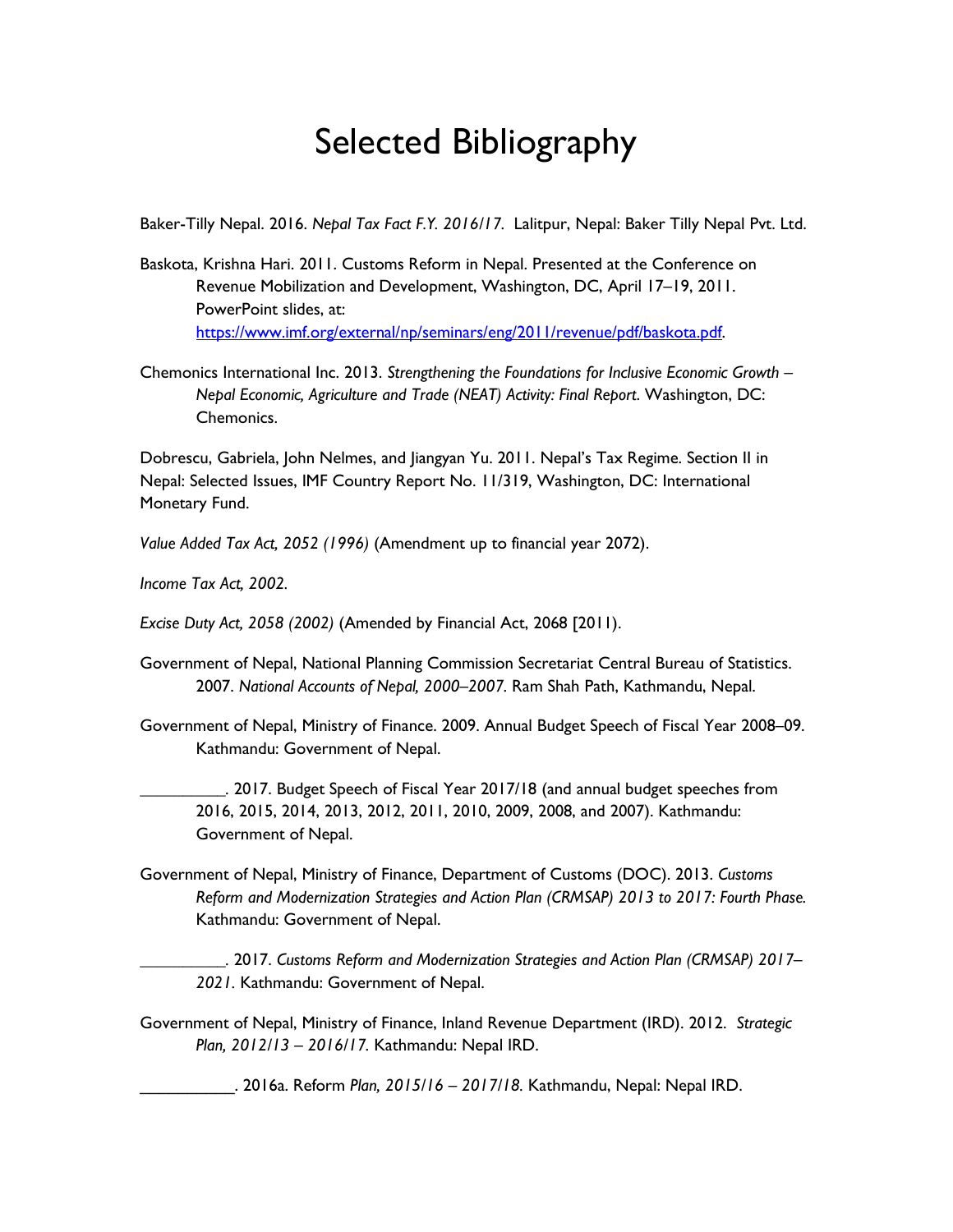# Selected Bibliography

Baker-Tilly Nepal. 2016. *Nepal Tax Fact F.Y. 2016/17.* Lalitpur, Nepal: Baker Tilly Nepal Pvt. Ltd.

Baskota, Krishna Hari. 2011. Customs Reform in Nepal. Presented at the Conference on Revenue Mobilization and Development, Washington, DC, April 17–19, 2011. PowerPoint slides, at: https://www.imf.org/external/np/seminars/eng/2011/revenue/pdf/baskota.pdf.

Chemonics International Inc. 2013. *Strengthening the Foundations for Inclusive Economic Growth – Nepal Economic, Agriculture and Trade (NEAT) Activity: Final Report*. Washington, DC: Chemonics.

Dobrescu, Gabriela, John Nelmes, and Jiangyan Yu. 2011. Nepal's Tax Regime. Section II in Nepal: Selected Issues, IMF Country Report No. 11/319, Washington, DC: International Monetary Fund.

*Value Added Tax Act, 2052 (1996)* (Amendment up to financial year 2072).

*Income Tax Act, 2002*.

*Excise Duty Act, 2058 (2002)* (Amended by Financial Act, 2068 [2011).

Government of Nepal, National Planning Commission Secretariat Central Bureau of Statistics. 2007. *National Accounts of Nepal, 2000–2007*. Ram Shah Path, Kathmandu, Nepal.

Government of Nepal, Ministry of Finance. 2009. Annual Budget Speech of Fiscal Year 2008–09. Kathmandu: Government of Nepal.

__________. 2017. Budget Speech of Fiscal Year 2017/18 (and annual budget speeches from 2016, 2015, 2014, 2013, 2012, 2011, 2010, 2009, 2008, and 2007). Kathmandu: Government of Nepal.

Government of Nepal, Ministry of Finance, Department of Customs (DOC). 2013. *Customs Reform and Modernization Strategies and Action Plan (CRMSAP) 2013 to 2017: Fourth Phase.* Kathmandu: Government of Nepal.

__________. 2017. *Customs Reform and Modernization Strategies and Action Plan (CRMSAP) 2017–2021*. Kathmandu: Government of Nepal.

Government of Nepal, Ministry of Finance, Inland Revenue Department (IRD). 2012. *Strategic Plan, 2012/13 – 2016/17.* Kathmandu: Nepal IRD.

___________. 2016a. Reform *Plan, 2015/16 – 2017/18.* Kathmandu, Nepal: Nepal IRD.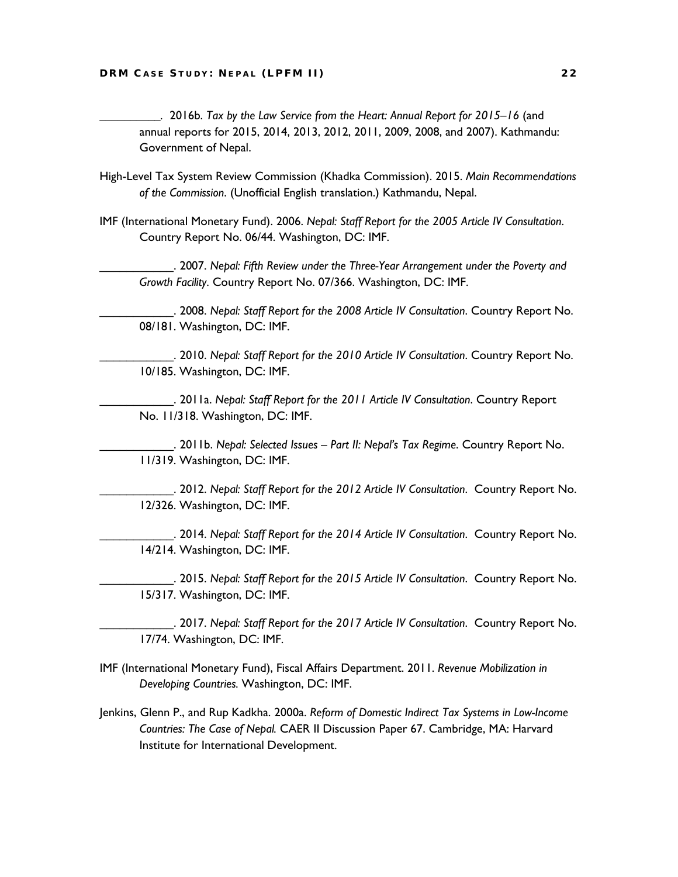_________. 2016b. *Tax by the Law Service from the Heart: Annual Report for 2015–16* (and annual reports for 2015, 2014, 2013, 2012, 2011, 2009, 2008, and 2007). Kathmandu: Government of Nepal.

High-Level Tax System Review Commission (Khadka Commission). 2015. *Main Recommendations of the Commission*. (Unofficial English translation.) Kathmandu, Nepal.

IMF (International Monetary Fund). 2006. *Nepal: Staff Report for the 2005 Article IV Consultation*. Country Report No. 06/44. Washington, DC: IMF.

___________. 2007. *Nepal: Fifth Review under the Three-Year Arrangement under the Poverty and Growth Facility*. Country Report No. 07/366. Washington, DC: IMF.

___________. 2008. *Nepal: Staff Report for the 2008 Article IV Consultation*. Country Report No. 08/181. Washington, DC: IMF.

___________. 2010. *Nepal: Staff Report for the 2010 Article IV Consultation*. Country Report No. 10/185. Washington, DC: IMF.

___________. 2011a. *Nepal: Staff Report for the 2011 Article IV Consultation*. Country Report No. 11/318. Washington, DC: IMF.

___________. 2011b. *Nepal: Selected Issues – Part II: Nepal's Tax Regime*. Country Report No. 11/319. Washington, DC: IMF.

___________. 2012. *Nepal: Staff Report for the 2012 Article IV Consultation*. Country Report No. 12/326. Washington, DC: IMF.

___________. 2014. *Nepal: Staff Report for the 2014 Article IV Consultation*. Country Report No. 14/214. Washington, DC: IMF.

___________. 2015. *Nepal: Staff Report for the 2015 Article IV Consultation*. Country Report No. 15/317. Washington, DC: IMF.

___________. 2017. *Nepal: Staff Report for the 2017 Article IV Consultation*. Country Report No. 17/74. Washington, DC: IMF.

IMF (International Monetary Fund), Fiscal Affairs Department. 2011. *Revenue Mobilization in Developing Countries.* Washington, DC: IMF.

Jenkins, Glenn P., and Rup Kadkha. 2000a. *Reform of Domestic Indirect Tax Systems in Low-Income Countries: The Case of Nepal.* CAER II Discussion Paper 67. Cambridge, MA: Harvard Institute for International Development.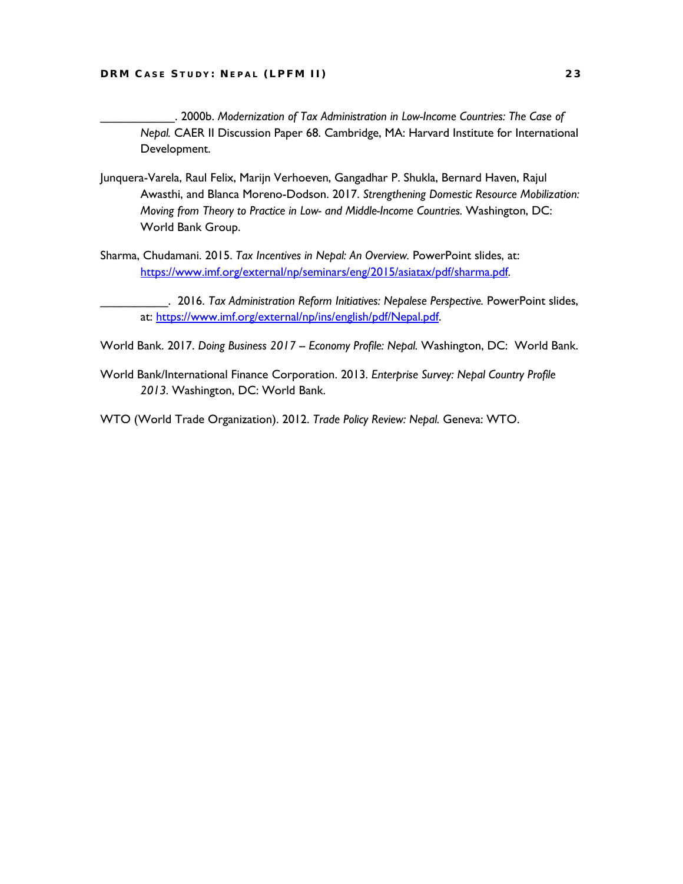___________. 2000b. *Modernization of Tax Administration in Low-Income Countries: The Case of Nepal.* CAER II Discussion Paper 68. Cambridge, MA: Harvard Institute for International Development.

Junquera-Varela, Raul Felix, Marijn Verhoeven, Gangadhar P. Shukla, Bernard Haven, Rajul Awasthi, and Blanca Moreno-Dodson. 2017. *Strengthening Domestic Resource Mobilization: Moving from Theory to Practice in Low- and Middle-Income Countries.* Washington, DC: World Bank Group.

Sharma, Chudamani. 2015. *Tax Incentives in Nepal: An Overview.* PowerPoint slides, at: [https://www.imf.org/external/np/seminars/eng/2015/asiatax/pdf/sharma.pdf](https://www.imf.org/external/np/seminars/eng/2015/asiatax/pdf/sharma.pdf).

__________. 2016. *Tax Administration Reform Initiatives: Nepalese Perspective.* PowerPoint slides, at: [https://www.imf.org/external/np/ins/english/pdf/Nepal.pdf](https://www.imf.org/external/np/ins/english/pdf/Nepal.pdf).

World Bank. 2017. *Doing Business 2017 – Economy Profile: Nepal.* Washington, DC: World Bank.

World Bank/International Finance Corporation. 2013. *Enterprise Survey: Nepal Country Profile 2013.* Washington, DC: World Bank.

WTO (World Trade Organization). 2012. *Trade Policy Review: Nepal.* Geneva: WTO.